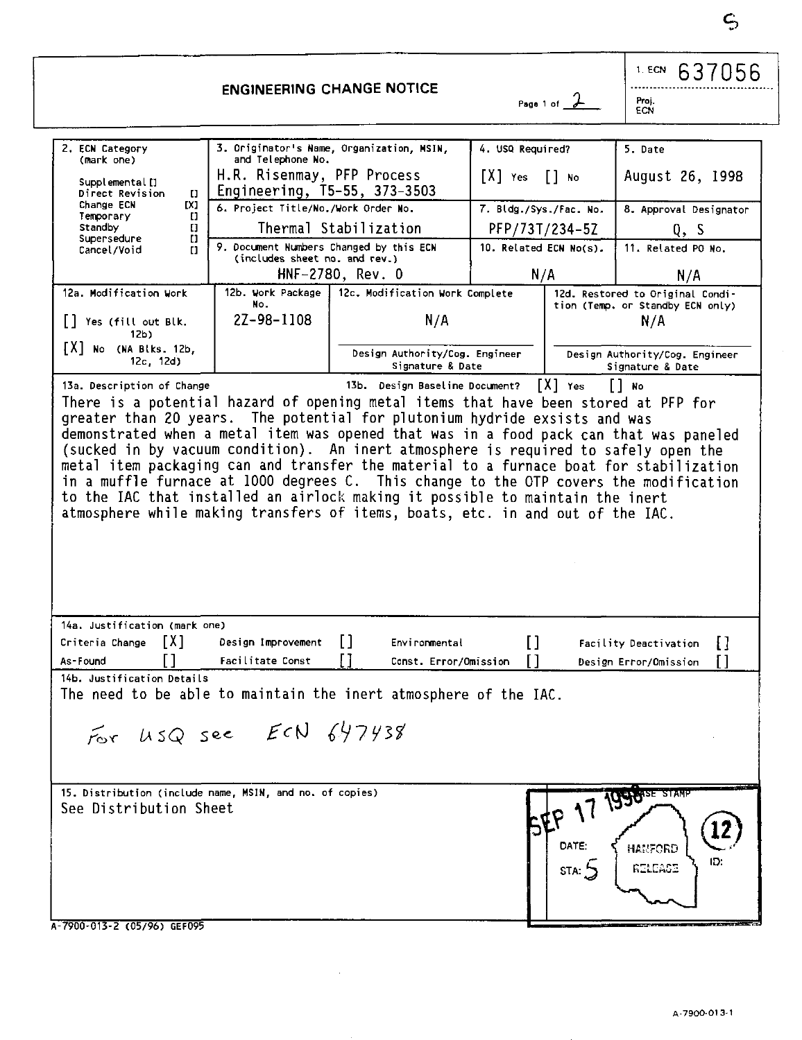# ENGINEERING CHANGE NOTICE

Page 1 of 2

1. ECN 637056

Proj. ECN

| 2. ECN Category (mark one) | 3. Originator's Name, Organization, MSIN, and Telephone No. | 4. USQ Required? | 5. Date |
|---|---|---|---|
| Supplemental [] <br> Direct Revision [] <br> Change ECN [X] <br> Temporary [] <br> Standby [] <br> Supersedure [] <br> Cancel/Void [] | H.R. Risenmay, PFP Process Engineering, T5-55, 373-3503 | [X] Yes [] No | August 26, 1998 |
| | 6. Project Title/No./Work Order No. | 7. Bldg./Sys./Fac. No. | 8. Approval Designator |
| | Thermal Stabilization | PFP/73T/234-5Z | Q, S |
| | 9. Document Numbers Changed by this ECN (includes sheet no. and rev.) | 10. Related ECN No(s). | 11. Related PO No. |
| | HNF-2780, Rev. 0 | N/A | N/A |

| 12a. Modification Work | 12b. Work Package No. | 12c. Modification Work Complete | 12d. Restored to Original Condition (Temp. or Standby ECN only) |
|---|---|---|---|
| [] Yes (fill out Blk. 12b) <br> [X] No (NA Blks. 12b, 12c, 12d) | 2Z-98-1108 | N/A <br> Design Authority/Cog. Engineer Signature & Date | N/A <br> Design Authority/Cog. Engineer Signature & Date |

**13a. Description of Change** 13b. Design Baseline Document? [X] Yes [] No

There is a potential hazard of opening metal items that have been stored at PFP for greater than 20 years. The potential for plutonium hydride exsists and was demonstrated when a metal item was opened that was in a food pack can that was paneled (sucked in by vacuum condition). An inert atmosphere is required to safely open the metal item packaging can and transfer the material to a furnace boat for stabilization in a muffle furnace at 1000 degrees C. This change to the OTP covers the modification to the IAC that installed an airlock making it possible to maintain the inert atmosphere while making transfers of items, boats, etc. in and out of the IAC.

**14a. Justification (mark one)**

| | | | | | | | |
|---|---|---|---|---|---|---|---|
| Criteria Change | [X] | Design Improvement | [] | Environmental | [] | Facility Deactivation | [] |
| As-Found | [] | Facilitate Const | [] | Const. Error/Omission | [] | Design Error/Omission | [] |

**14b. Justification Details**

The need to be able to maintain the inert atmosphere of the IAC.

For USQ see ECN 647438

**15. Distribution (include name, MSIN, and no. of copies)**

See Distribution Sheet

RELEASE STAMP: SEP 17 1998 — DATE: — STA: 5 — HANFORD RELEASE — ID: 12

A-7900-013-2 (05/96) GEF095

A-7900-013-1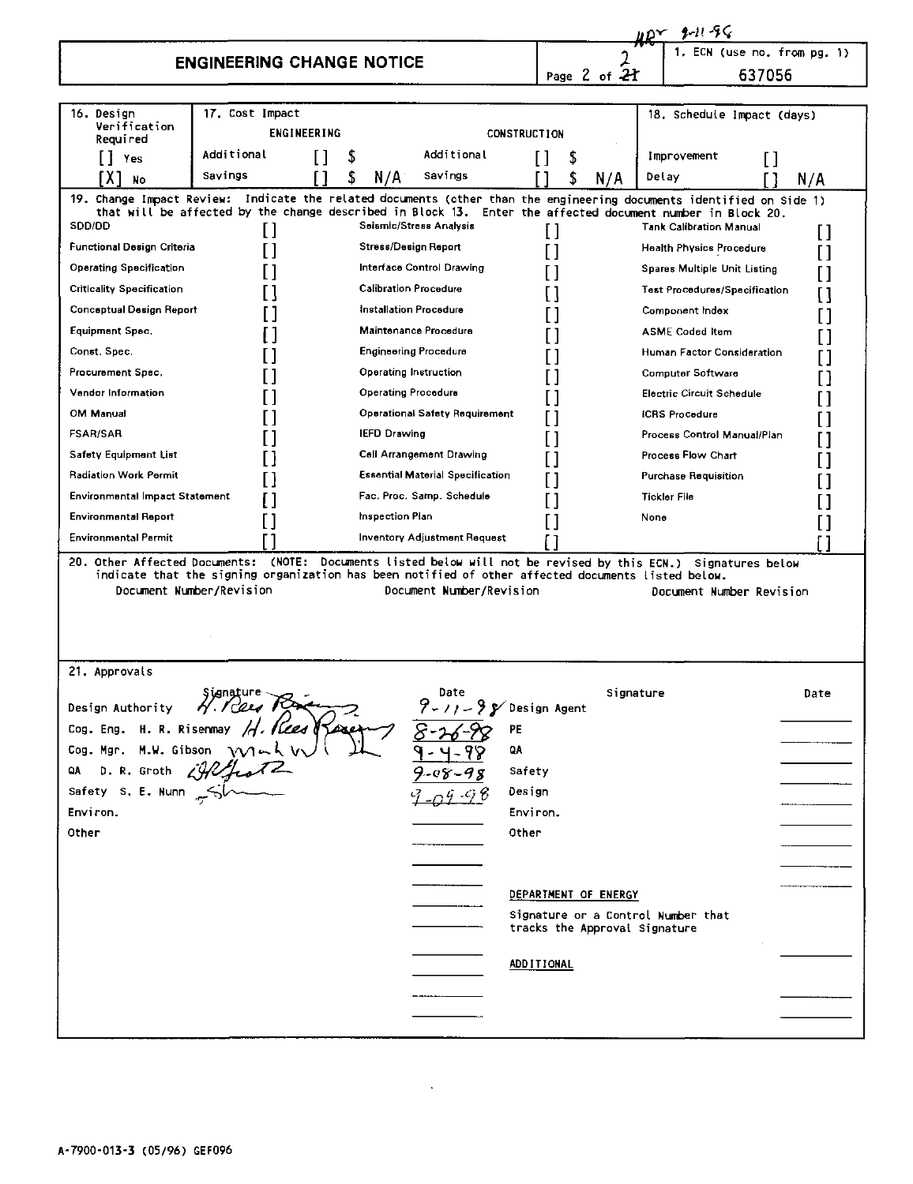HRR 9-11-98

## ENGINEERING CHANGE NOTICE

Page 2 of ~~21~~ 2

1. ECN (use no. from pg. 1)
637056

| 16. Design Verification Required | 17. Cost Impact | | | | 18. Schedule Impact (days) | |
|---|---|---|---|---|---|---|
| | ENGINEERING | | CONSTRUCTION | | | |
| [] Yes | Additional | [] $ | Additional | [] $ | Improvement | [] |
| [X] No | Savings | [] $ N/A | Savings | [] $ N/A | Delay | [] N/A |

19. Change Impact Review: Indicate the related documents (other than the engineering documents identified on Side 1) that will be affected by the change described in Block 13. Enter the affected document number in Block 20.

| | | | | | |
|---|---|---|---|---|---|
| SDD/DD | [] | Seismic/Stress Analysis | [] | Tank Calibration Manual | [] |
| Functional Design Criteria | [] | Stress/Design Report | [] | Health Physics Procedure | [] |
| Operating Specification | [] | Interface Control Drawing | [] | Spares Multiple Unit Listing | [] |
| Criticality Specification | [] | Calibration Procedure | [] | Test Procedures/Specification | [] |
| Conceptual Design Report | [] | Installation Procedure | [] | Component Index | [] |
| Equipment Spec. | [] | Maintenance Procedure | [] | ASME Coded Item | [] |
| Const. Spec. | [] | Engineering Procedure | [] | Human Factor Consideration | [] |
| Procurement Spec. | [] | Operating Instruction | [] | Computer Software | [] |
| Vendor Information | [] | Operating Procedure | [] | Electric Circuit Schedule | [] |
| OM Manual | [] | Operational Safety Requirement | [] | ICRS Procedure | [] |
| FSAR/SAR | [] | IEFD Drawing | [] | Process Control Manual/Plan | [] |
| Safety Equipment List | [] | Cell Arrangement Drawing | [] | Process Flow Chart | [] |
| Radiation Work Permit | [] | Essential Material Specification | [] | Purchase Requisition | [] |
| Environmental Impact Statement | [] | Fac. Proc. Samp. Schedule | [] | Tickler File | [] |
| Environmental Report | [] | Inspection Plan | [] | None | [] |
| Environmental Permit | [] | Inventory Adjustment Request | [] | | [] |

20. Other Affected Documents: (NOTE: Documents listed below will not be revised by this ECN.) Signatures below indicate that the signing organization has been notified of other affected documents listed below.

| Document Number/Revision | Document Number/Revision | Document Number Revision |
|---|---|---|
| | | |

21. Approvals

| | Signature | Date | | Signature | Date |
|---|---|---|---|---|---|
| Design Authority | H. Rees Risenmay | 9-11-98 | Design Agent | | |
| Cog. Eng. H. R. Risenmay | H. Rees Risenmay | 8-26-98 | PE | | |
| Cog. Mgr. M.W. Gibson | M.W. Gibson | 9-4-98 | QA | | |
| QA D. R. Groth | D.R. Groth | 9-08-98 | Safety | | |
| Safety S. E. Nunn | S. Nunn | 9-09-98 | Design | | |
| Environ. | | | Environ. | | |
| Other | | | Other | | |

DEPARTMENT OF ENERGY

Signature or a Control Number that tracks the Approval Signature

ADDITIONAL

A-7900-013-3 (05/96) GEF096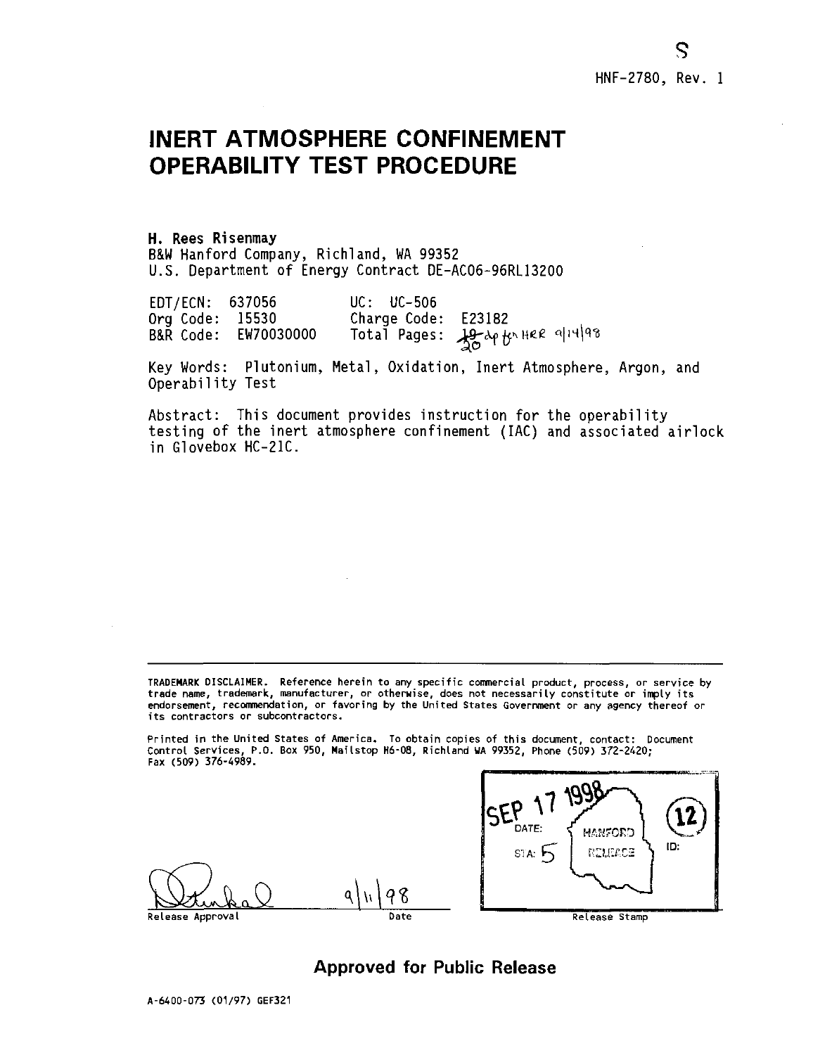S

HNF-2780, Rev. 1

# INERT ATMOSPHERE CONFINEMENT OPERABILITY TEST PROCEDURE

**H. Rees Risenmay**
B&W Hanford Company, Richland, WA 99352
U.S. Department of Energy Contract DE-AC06-96RL13200

| | | | |
|---|---|---|---|
| EDT/ECN: | 637056 | UC: | UC-506 |
| Org Code: | 15530 | Charge Code: | E23182 |
| B&R Code: | EW70030000 | Total Pages: | ~~19~~ 20 dp for HRR 9/14/98 |

Key Words: Plutonium, Metal, Oxidation, Inert Atmosphere, Argon, and Operability Test

Abstract: This document provides instruction for the operability testing of the inert atmosphere confinement (IAC) and associated airlock in Glovebox HC-21C.

---

TRADEMARK DISCLAIMER. Reference herein to any specific commercial product, process, or service by trade name, trademark, manufacturer, or otherwise, does not necessarily constitute or imply its endorsement, recommendation, or favoring by the United States Government or any agency thereof or its contractors or subcontractors.

Printed in the United States of America. To obtain copies of this document, contact: Document Control Services, P.O. Box 950, Mailstop H6-08, Richland WA 99352, Phone (509) 372-2420; Fax (509) 376-4989.

Release Approval: [signature] Date: 9/11/98

Release Stamp: SEP 17 1998 DATE: HANFORD RELEASE STA: 5 ID: (12)

## Approved for Public Release

A-6400-073 (01/97) GEF321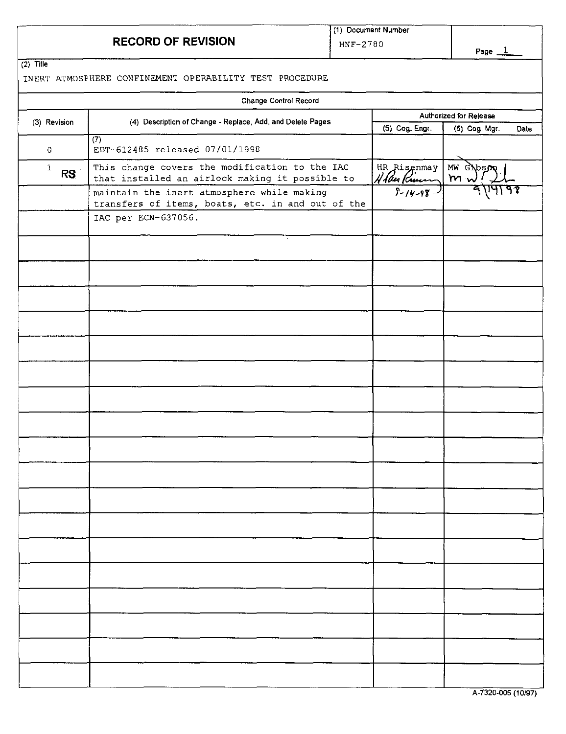# RECORD OF REVISION

(1) Document Number: HNF-2780

Page 1

(2) Title

INERT ATMOSPHERE CONFINEMENT OPERABILITY TEST PROCEDURE

Change Control Record

| (3) Revision | (4) Description of Change - Replace, Add, and Delete Pages | Authorized for Release (5) Cog. Engr. | Authorized for Release (6) Cog. Mgr. Date |
|---|---|---|---|
| 0 | (7) EDT-612485 released 07/01/1998 | | |
| 1 RS | This change covers the modification to the IAC that installed an airlock making it possible to | HR Risenmay *H Alan Risenmay* | MW Gibson *M W Gibson* |
| | maintain the inert atmosphere while making transfers of items, boats, etc. in and out of the | 9-14-98 | 9/14/98 |
| | IAC per ECN-637056. | | |
| | | | |
| | | | |
| | | | |
| | | | |
| | | | |
| | | | |
| | | | |
| | | | |
| | | | |
| | | | |
| | | | |
| | | | |
| | | | |
| | | | |
| | | | |
| | | | |
| | | | |

A-7320-005 (10/97)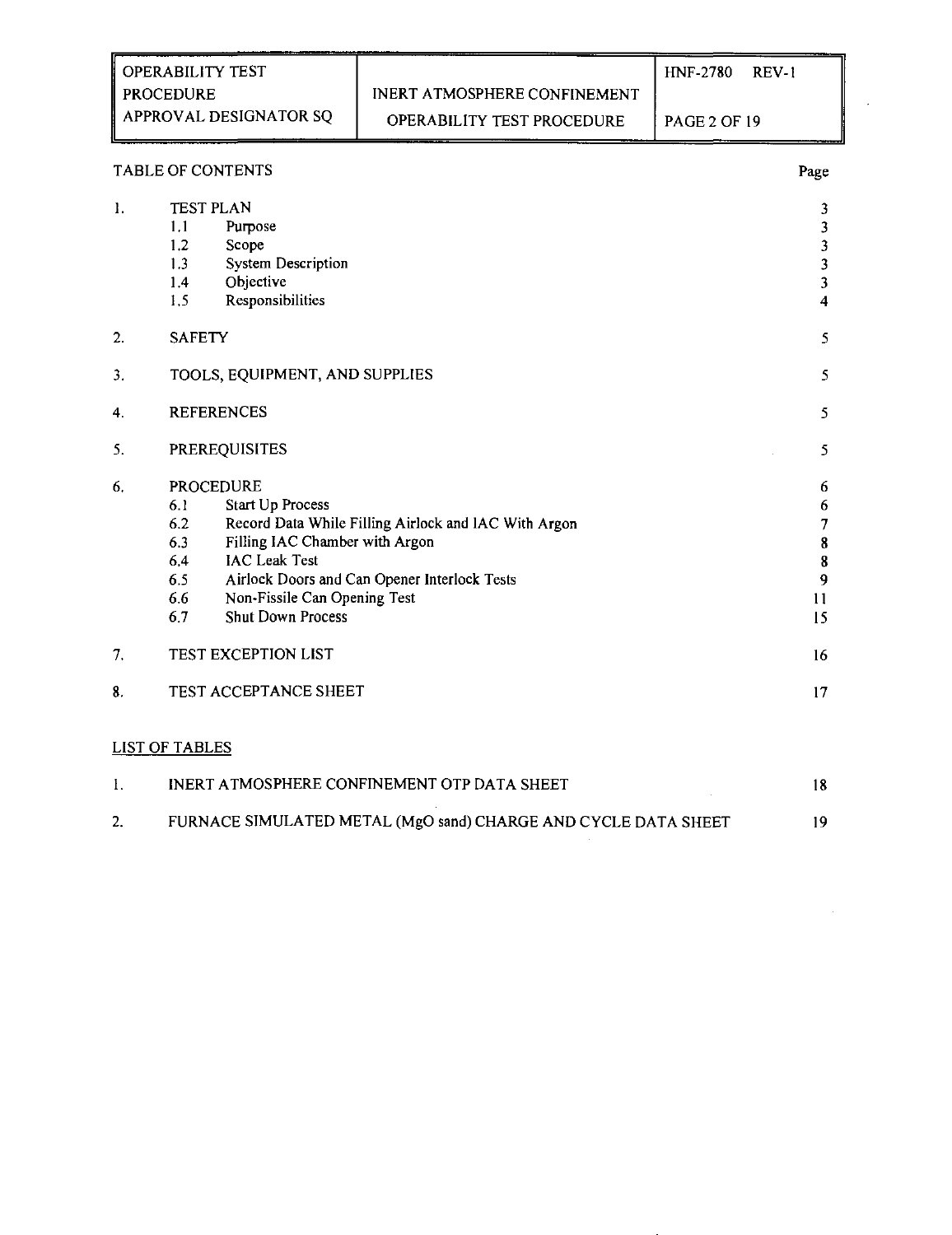## TABLE OF CONTENTS

| | | Page |
|---|---|---|
| 1. | TEST PLAN | 3 |
| | 1.1 Purpose | 3 |
| | 1.2 Scope | 3 |
| | 1.3 System Description | 3 |
| | 1.4 Objective | 3 |
| | 1.5 Responsibilities | 4 |
| 2. | SAFETY | 5 |
| 3. | TOOLS, EQUIPMENT, AND SUPPLIES | 5 |
| 4. | REFERENCES | 5 |
| 5. | PREREQUISITES | 5 |
| 6. | PROCEDURE | 6 |
| | 6.1 Start Up Process | 6 |
| | 6.2 Record Data While Filling Airlock and IAC With Argon | 7 |
| | 6.3 Filling IAC Chamber with Argon | 8 |
| | 6.4 IAC Leak Test | 8 |
| | 6.5 Airlock Doors and Can Opener Interlock Tests | 9 |
| | 6.6 Non-Fissile Can Opening Test | 11 |
| | 6.7 Shut Down Process | 15 |
| 7. | TEST EXCEPTION LIST | 16 |
| 8. | TEST ACCEPTANCE SHEET | 17 |

## LIST OF TABLES

| | | |
|---|---|---|
| 1. | INERT ATMOSPHERE CONFINEMENT OTP DATA SHEET | 18 |
| 2. | FURNACE SIMULATED METAL (MgO sand) CHARGE AND CYCLE DATA SHEET | 19 |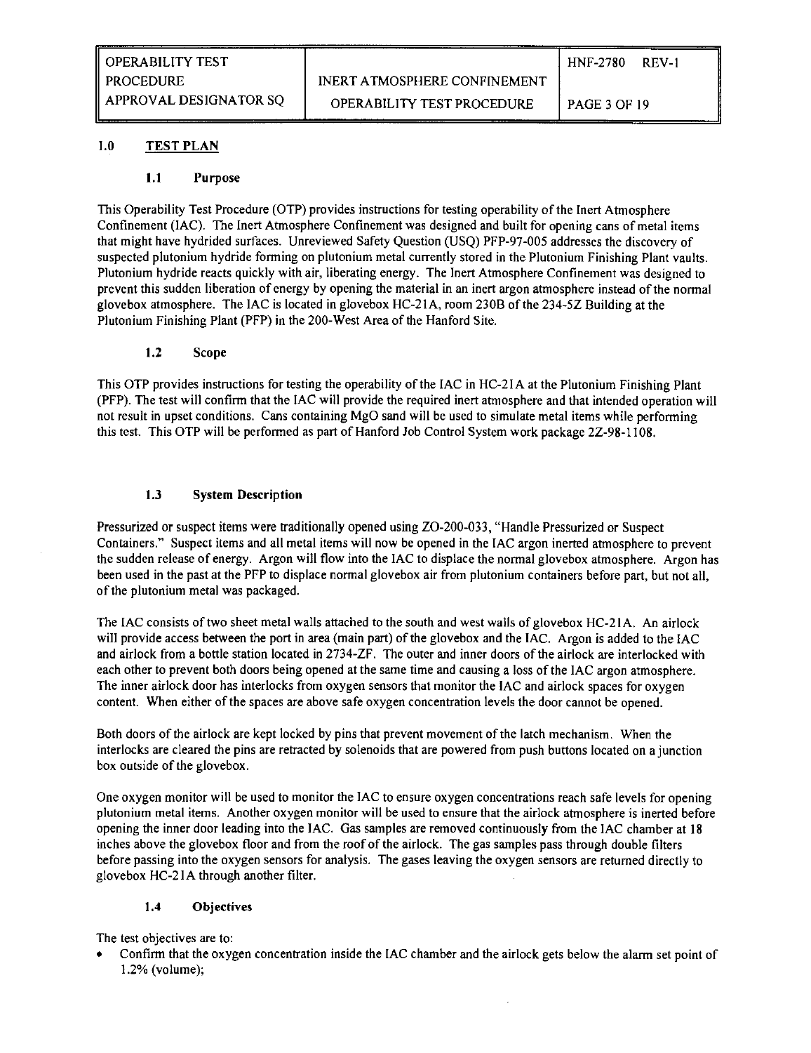## 1.0 TEST PLAN

### 1.1 Purpose

This Operability Test Procedure (OTP) provides instructions for testing operability of the Inert Atmosphere Confinement (IAC). The Inert Atmosphere Confinement was designed and built for opening cans of metal items that might have hydrided surfaces. Unreviewed Safety Question (USQ) PFP-97-005 addresses the discovery of suspected plutonium hydride forming on plutonium metal currently stored in the Plutonium Finishing Plant vaults. Plutonium hydride reacts quickly with air, liberating energy. The Inert Atmosphere Confinement was designed to prevent this sudden liberation of energy by opening the material in an inert argon atmosphere instead of the normal glovebox atmosphere. The IAC is located in glovebox HC-21A, room 230B of the 234-5Z Building at the Plutonium Finishing Plant (PFP) in the 200-West Area of the Hanford Site.

### 1.2 Scope

This OTP provides instructions for testing the operability of the IAC in HC-21A at the Plutonium Finishing Plant (PFP). The test will confirm that the IAC will provide the required inert atmosphere and that intended operation will not result in upset conditions. Cans containing MgO sand will be used to simulate metal items while performing this test. This OTP will be performed as part of Hanford Job Control System work package 2Z-98-1108.

### 1.3 System Description

Pressurized or suspect items were traditionally opened using ZO-200-033, "Handle Pressurized or Suspect Containers." Suspect items and all metal items will now be opened in the IAC argon inerted atmosphere to prevent the sudden release of energy. Argon will flow into the IAC to displace the normal glovebox atmosphere. Argon has been used in the past at the PFP to displace normal glovebox air from plutonium containers before part, but not all, of the plutonium metal was packaged.

The IAC consists of two sheet metal walls attached to the south and west walls of glovebox HC-21A. An airlock will provide access between the port in area (main part) of the glovebox and the IAC. Argon is added to the IAC and airlock from a bottle station located in 2734-ZF. The outer and inner doors of the airlock are interlocked with each other to prevent both doors being opened at the same time and causing a loss of the IAC argon atmosphere. The inner airlock door has interlocks from oxygen sensors that monitor the IAC and airlock spaces for oxygen content. When either of the spaces are above safe oxygen concentration levels the door cannot be opened.

Both doors of the airlock are kept locked by pins that prevent movement of the latch mechanism. When the interlocks are cleared the pins are retracted by solenoids that are powered from push buttons located on a junction box outside of the glovebox.

One oxygen monitor will be used to monitor the IAC to ensure oxygen concentrations reach safe levels for opening plutonium metal items. Another oxygen monitor will be used to ensure that the airlock atmosphere is inerted before opening the inner door leading into the IAC. Gas samples are removed continuously from the IAC chamber at 18 inches above the glovebox floor and from the roof of the airlock. The gas samples pass through double filters before passing into the oxygen sensors for analysis. The gases leaving the oxygen sensors are returned directly to glovebox HC-21A through another filter.

### 1.4 Objectives

The test objectives are to:

- Confirm that the oxygen concentration inside the IAC chamber and the airlock gets below the alarm set point of 1.2% (volume);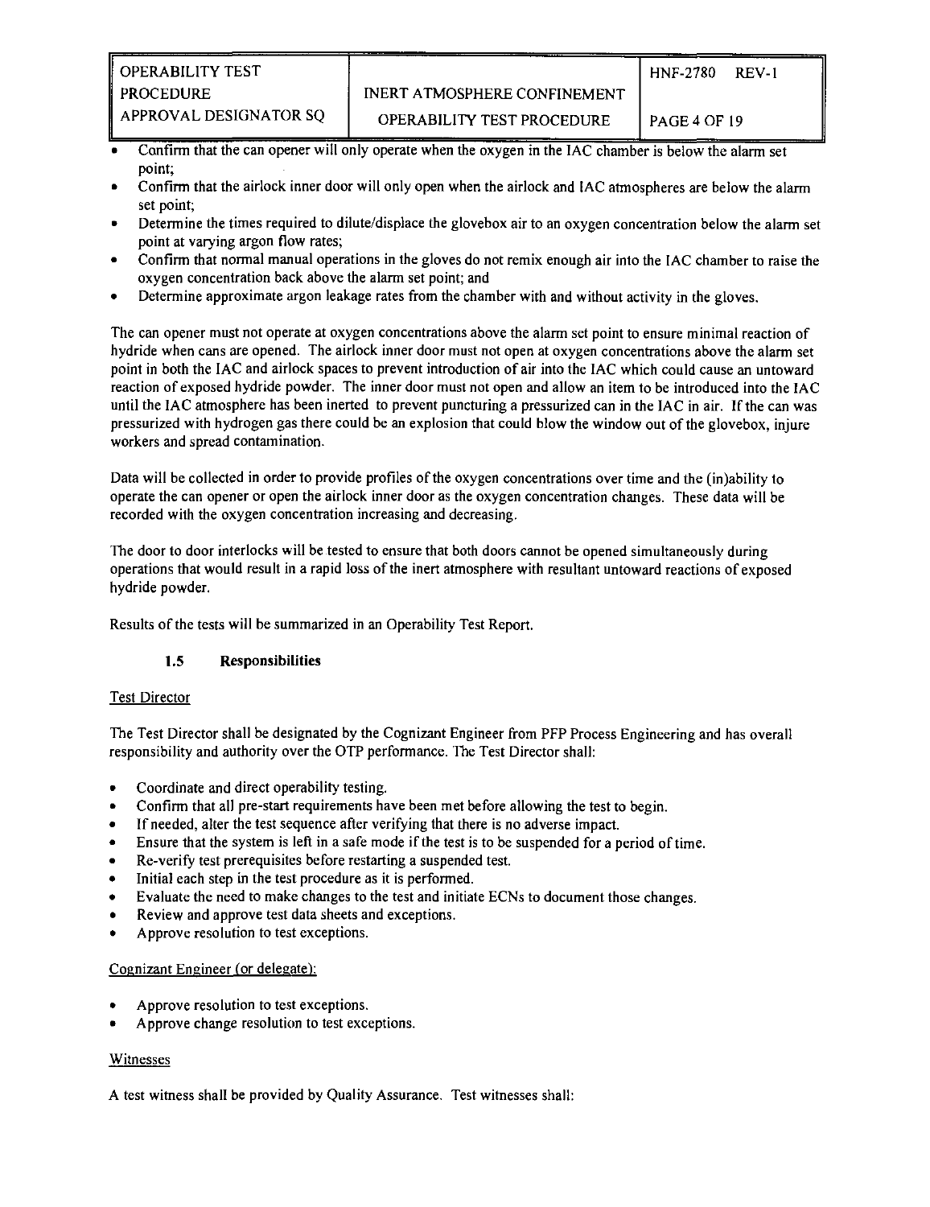- Confirm that the can opener will only operate when the oxygen in the IAC chamber is below the alarm set point;
- Confirm that the airlock inner door will only open when the airlock and IAC atmospheres are below the alarm set point;
- Determine the times required to dilute/displace the glovebox air to an oxygen concentration below the alarm set point at varying argon flow rates;
- Confirm that normal manual operations in the gloves do not remix enough air into the IAC chamber to raise the oxygen concentration back above the alarm set point; and
- Determine approximate argon leakage rates from the chamber with and without activity in the gloves.

The can opener must not operate at oxygen concentrations above the alarm set point to ensure minimal reaction of hydride when cans are opened. The airlock inner door must not open at oxygen concentrations above the alarm set point in both the IAC and airlock spaces to prevent introduction of air into the IAC which could cause an untoward reaction of exposed hydride powder. The inner door must not open and allow an item to be introduced into the IAC until the IAC atmosphere has been inerted to prevent puncturing a pressurized can in the IAC in air. If the can was pressurized with hydrogen gas there could be an explosion that could blow the window out of the glovebox, injure workers and spread contamination.

Data will be collected in order to provide profiles of the oxygen concentrations over time and the (in)ability to operate the can opener or open the airlock inner door as the oxygen concentration changes. These data will be recorded with the oxygen concentration increasing and decreasing.

The door to door interlocks will be tested to ensure that both doors cannot be opened simultaneously during operations that would result in a rapid loss of the inert atmosphere with resultant untoward reactions of exposed hydride powder.

Results of the tests will be summarized in an Operability Test Report.

### 1.5 Responsibilities

Test Director

The Test Director shall be designated by the Cognizant Engineer from PFP Process Engineering and has overall responsibility and authority over the OTP performance. The Test Director shall:

- Coordinate and direct operability testing.
- Confirm that all pre-start requirements have been met before allowing the test to begin.
- If needed, alter the test sequence after verifying that there is no adverse impact.
- Ensure that the system is left in a safe mode if the test is to be suspended for a period of time.
- Re-verify test prerequisites before restarting a suspended test.
- Initial each step in the test procedure as it is performed.
- Evaluate the need to make changes to the test and initiate ECNs to document those changes.
- Review and approve test data sheets and exceptions.
- Approve resolution to test exceptions.

Cognizant Engineer (or delegate):

- Approve resolution to test exceptions.
- Approve change resolution to test exceptions.

Witnesses

A test witness shall be provided by Quality Assurance. Test witnesses shall: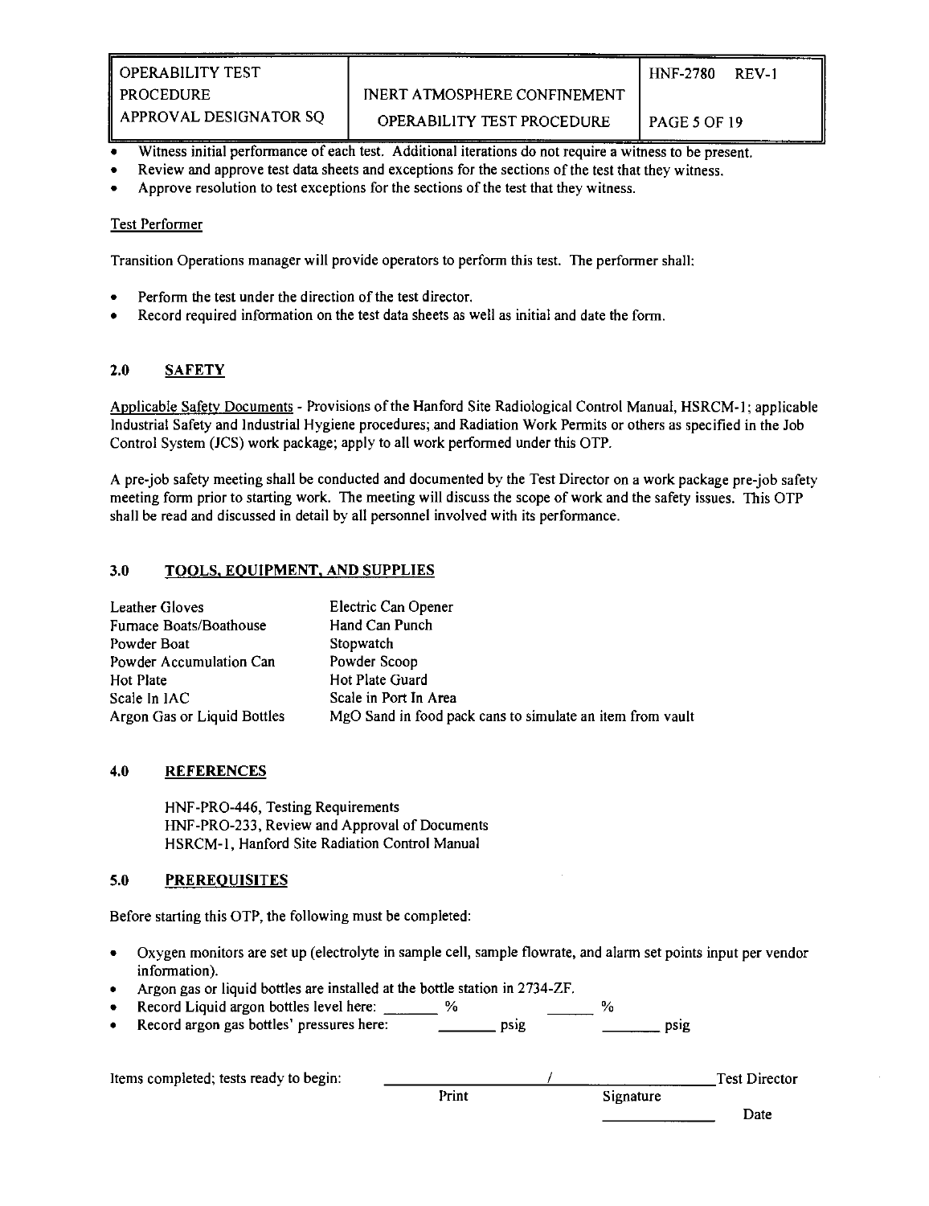- Witness initial performance of each test. Additional iterations do not require a witness to be present.
- Review and approve test data sheets and exceptions for the sections of the test that they witness.
- Approve resolution to test exceptions for the sections of the test that they witness.

Test Performer

Transition Operations manager will provide operators to perform this test. The performer shall:

- Perform the test under the direction of the test director.
- Record required information on the test data sheets as well as initial and date the form.

## 2.0 SAFETY

Applicable Safety Documents - Provisions of the Hanford Site Radiological Control Manual, HSRCM-1; applicable Industrial Safety and Industrial Hygiene procedures; and Radiation Work Permits or others as specified in the Job Control System (JCS) work package; apply to all work performed under this OTP.

A pre-job safety meeting shall be conducted and documented by the Test Director on a work package pre-job safety meeting form prior to starting work. The meeting will discuss the scope of work and the safety issues. This OTP shall be read and discussed in detail by all personnel involved with its performance.

## 3.0 TOOLS, EQUIPMENT, AND SUPPLIES

| | |
|---|---|
| Leather Gloves | Electric Can Opener |
| Furnace Boats/Boathouse | Hand Can Punch |
| Powder Boat | Stopwatch |
| Powder Accumulation Can | Powder Scoop |
| Hot Plate | Hot Plate Guard |
| Scale In IAC | Scale in Port In Area |
| Argon Gas or Liquid Bottles | MgO Sand in food pack cans to simulate an item from vault |

## 4.0 REFERENCES

HNF-PRO-446, Testing Requirements
HNF-PRO-233, Review and Approval of Documents
HSRCM-1, Hanford Site Radiation Control Manual

## 5.0 PREREQUISITES

Before starting this OTP, the following must be completed:

- Oxygen monitors are set up (electrolyte in sample cell, sample flowrate, and alarm set points input per vendor information).
- Argon gas or liquid bottles are installed at the bottle station in 2734-ZF.
- Record Liquid argon bottles level here: _______ % _______ %
- Record argon gas bottles' pressures here: _______ psig _______ psig

Items completed; tests ready to begin: ____________________ / ____________________ Test Director

Print Signature

______________ Date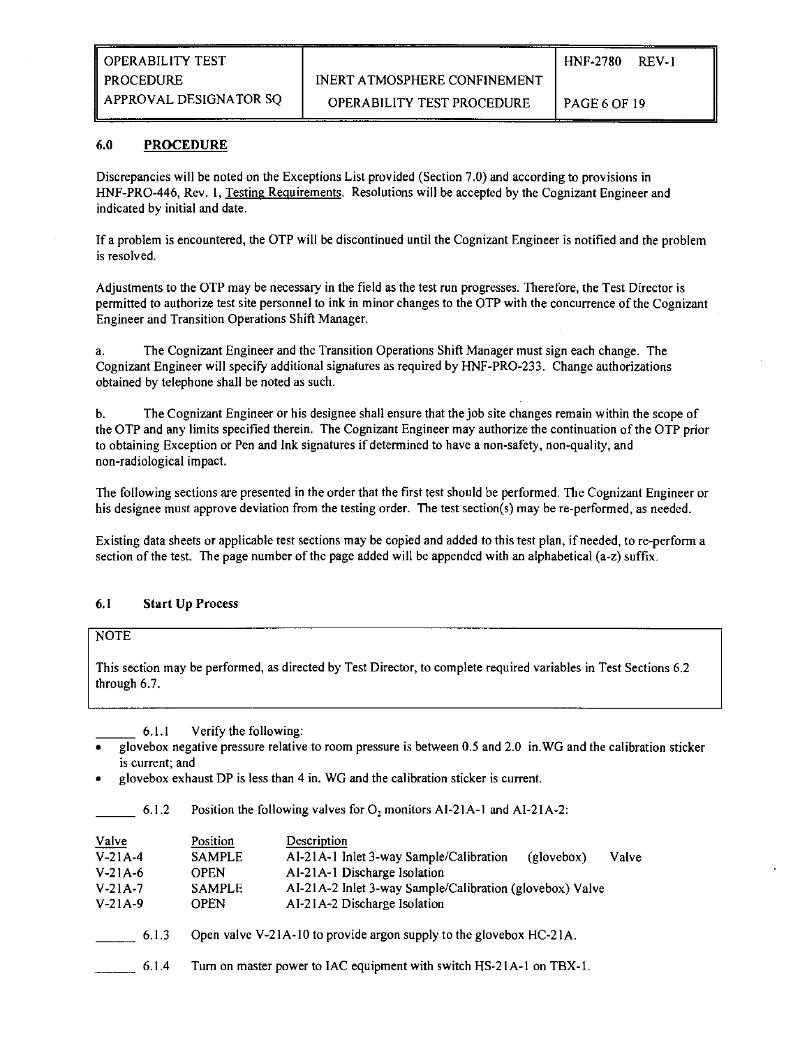## 6.0 PROCEDURE

Discrepancies will be noted on the Exceptions List provided (Section 7.0) and according to provisions in HNF-PRO-446, Rev. 1, Testing Requirements. Resolutions will be accepted by the Cognizant Engineer and indicated by initial and date.

If a problem is encountered, the OTP will be discontinued until the Cognizant Engineer is notified and the problem is resolved.

Adjustments to the OTP may be necessary in the field as the test run progresses. Therefore, the Test Director is permitted to authorize test site personnel to ink in minor changes to the OTP with the concurrence of the Cognizant Engineer and Transition Operations Shift Manager.

a. The Cognizant Engineer and the Transition Operations Shift Manager must sign each change. The Cognizant Engineer will specify additional signatures as required by HNF-PRO-233. Change authorizations obtained by telephone shall be noted as such.

b. The Cognizant Engineer or his designee shall ensure that the job site changes remain within the scope of the OTP and any limits specified therein. The Cognizant Engineer may authorize the continuation of the OTP prior to obtaining Exception or Pen and Ink signatures if determined to have a non-safety, non-quality, and non-radiological impact.

The following sections are presented in the order that the first test should be performed. The Cognizant Engineer or his designee must approve deviation from the testing order. The test section(s) may be re-performed, as needed.

Existing data sheets or applicable test sections may be copied and added to this test plan, if needed, to re-perform a section of the test. The page number of the page added will be appended with an alphabetical (a-z) suffix.

### 6.1 Start Up Process

> NOTE
>
> This section may be performed, as directed by Test Director, to complete required variables in Test Sections 6.2 through 6.7.

______ 6.1.1 Verify the following:

- glovebox negative pressure relative to room pressure is between 0.5 and 2.0 in.WG and the calibration sticker is current; and
- glovebox exhaust DP is less than 4 in. WG and the calibration sticker is current.

______ 6.1.2 Position the following valves for $O_2$ monitors AI-21A-1 and AI-21A-2:

| Valve | Position | Description |
|---|---|---|
| V-21A-4 | SAMPLE | AI-21A-1 Inlet 3-way Sample/Calibration (glovebox) Valve |
| V-21A-6 | OPEN | AI-21A-1 Discharge Isolation |
| V-21A-7 | SAMPLE | AI-21A-2 Inlet 3-way Sample/Calibration (glovebox) Valve |
| V-21A-9 | OPEN | AI-21A-2 Discharge Isolation |

______ 6.1.3 Open valve V-21A-10 to provide argon supply to the glovebox HC-21A.

______ 6.1.4 Turn on master power to IAC equipment with switch HS-21A-1 on TBX-1.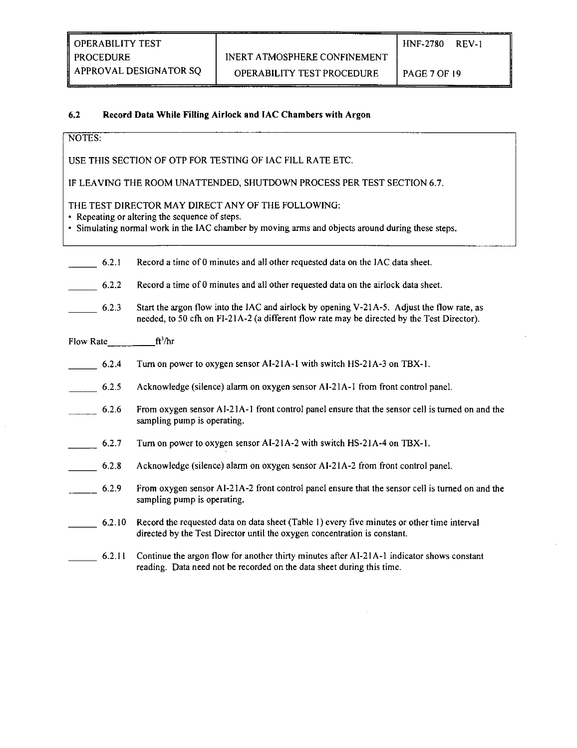### 6.2 Record Data While Filling Airlock and IAC Chambers with Argon

> NOTES:
>
> USE THIS SECTION OF OTP FOR TESTING OF IAC FILL RATE ETC.
>
> IF LEAVING THE ROOM UNATTENDED, SHUTDOWN PROCESS PER TEST SECTION 6.7.
>
> THE TEST DIRECTOR MAY DIRECT ANY OF THE FOLLOWING:
> - Repeating or altering the sequence of steps.
> - Simulating normal work in the IAC chamber by moving arms and objects around during these steps.

_____ 6.2.1 Record a time of 0 minutes and all other requested data on the IAC data sheet.

_____ 6.2.2 Record a time of 0 minutes and all other requested data on the airlock data sheet.

_____ 6.2.3 Start the argon flow into the IAC and airlock by opening V-21A-5. Adjust the flow rate, as needed, to 50 cfh on FI-21A-2 (a different flow rate may be directed by the Test Director).

Flow Rate__________ $ft^3/hr$

_____ 6.2.4 Turn on power to oxygen sensor AI-21A-1 with switch HS-21A-3 on TBX-1.

_____ 6.2.5 Acknowledge (silence) alarm on oxygen sensor AI-21A-1 from front control panel.

_____ 6.2.6 From oxygen sensor AI-21A-1 front control panel ensure that the sensor cell is turned on and the sampling pump is operating.

_____ 6.2.7 Turn on power to oxygen sensor AI-21A-2 with switch HS-21A-4 on TBX-1.

_____ 6.2.8 Acknowledge (silence) alarm on oxygen sensor AI-21A-2 from front control panel.

_____ 6.2.9 From oxygen sensor AI-21A-2 front control panel ensure that the sensor cell is turned on and the sampling pump is operating.

_____ 6.2.10 Record the requested data on data sheet (Table 1) every five minutes or other time interval directed by the Test Director until the oxygen concentration is constant.

_____ 6.2.11 Continue the argon flow for another thirty minutes after AI-21A-1 indicator shows constant reading. Data need not be recorded on the data sheet during this time.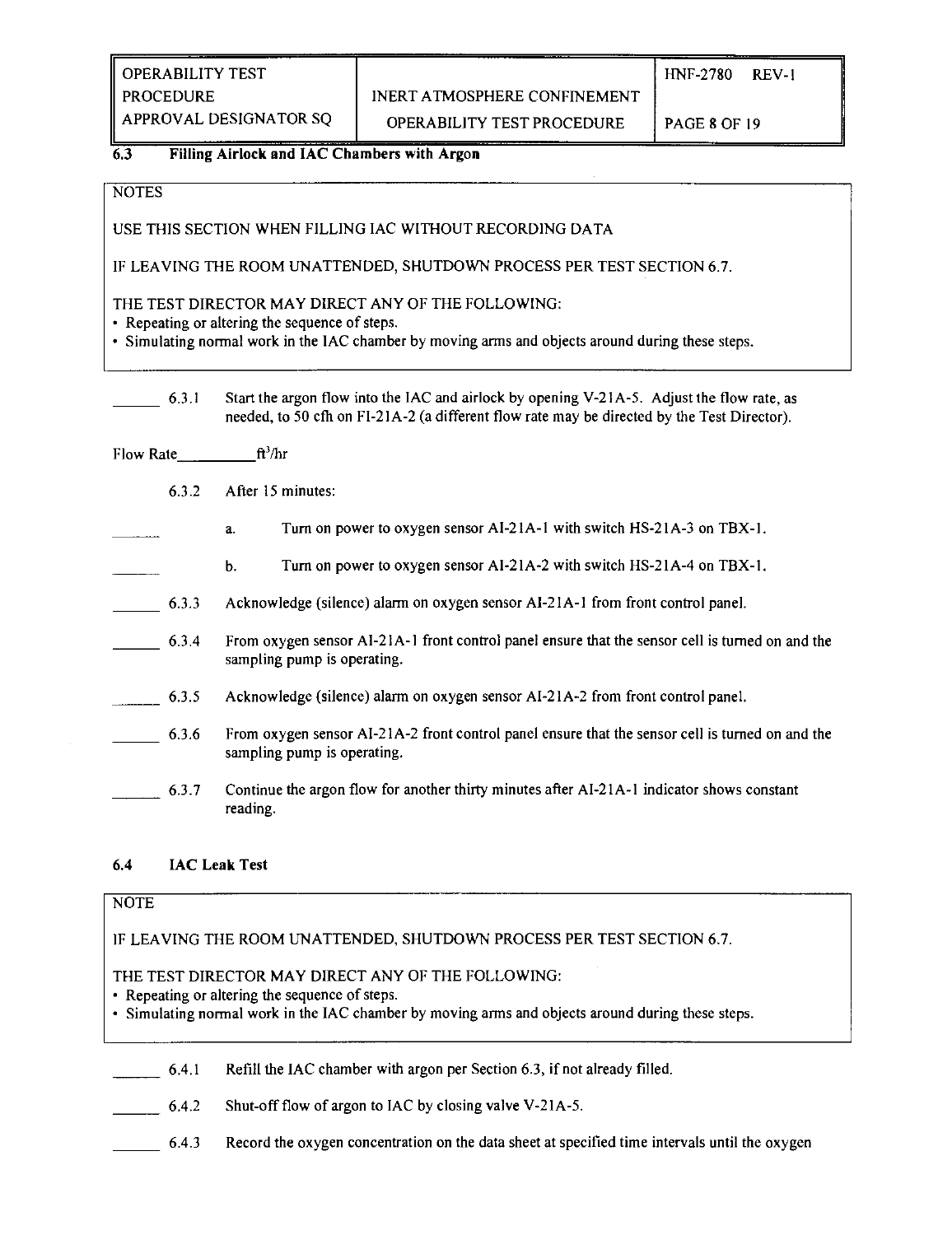### 6.3 Filling Airlock and IAC Chambers with Argon

> NOTES
>
> USE THIS SECTION WHEN FILLING IAC WITHOUT RECORDING DATA
>
> IF LEAVING THE ROOM UNATTENDED, SHUTDOWN PROCESS PER TEST SECTION 6.7.
>
> THE TEST DIRECTOR MAY DIRECT ANY OF THE FOLLOWING:
> - Repeating or altering the sequence of steps.
> - Simulating normal work in the IAC chamber by moving arms and objects around during these steps.

______ 6.3.1 Start the argon flow into the IAC and airlock by opening V-21A-5. Adjust the flow rate, as needed, to 50 cfh on FI-21A-2 (a different flow rate may be directed by the Test Director).

Flow Rate__________$ft^3$/hr

6.3.2 After 15 minutes:

______ a. Turn on power to oxygen sensor AI-21A-1 with switch HS-21A-3 on TBX-1.

______ b. Turn on power to oxygen sensor AI-21A-2 with switch HS-21A-4 on TBX-1.

______ 6.3.3 Acknowledge (silence) alarm on oxygen sensor AI-21A-1 from front control panel.

______ 6.3.4 From oxygen sensor AI-21A-1 front control panel ensure that the sensor cell is turned on and the sampling pump is operating.

______ 6.3.5 Acknowledge (silence) alarm on oxygen sensor AI-21A-2 from front control panel.

______ 6.3.6 From oxygen sensor AI-21A-2 front control panel ensure that the sensor cell is turned on and the sampling pump is operating.

______ 6.3.7 Continue the argon flow for another thirty minutes after AI-21A-1 indicator shows constant reading.

### 6.4 IAC Leak Test

> NOTE
>
> IF LEAVING THE ROOM UNATTENDED, SHUTDOWN PROCESS PER TEST SECTION 6.7.
>
> THE TEST DIRECTOR MAY DIRECT ANY OF THE FOLLOWING:
> - Repeating or altering the sequence of steps.
> - Simulating normal work in the IAC chamber by moving arms and objects around during these steps.

______ 6.4.1 Refill the IAC chamber with argon per Section 6.3, if not already filled.

______ 6.4.2 Shut-off flow of argon to IAC by closing valve V-21A-5.

______ 6.4.3 Record the oxygen concentration on the data sheet at specified time intervals until the oxygen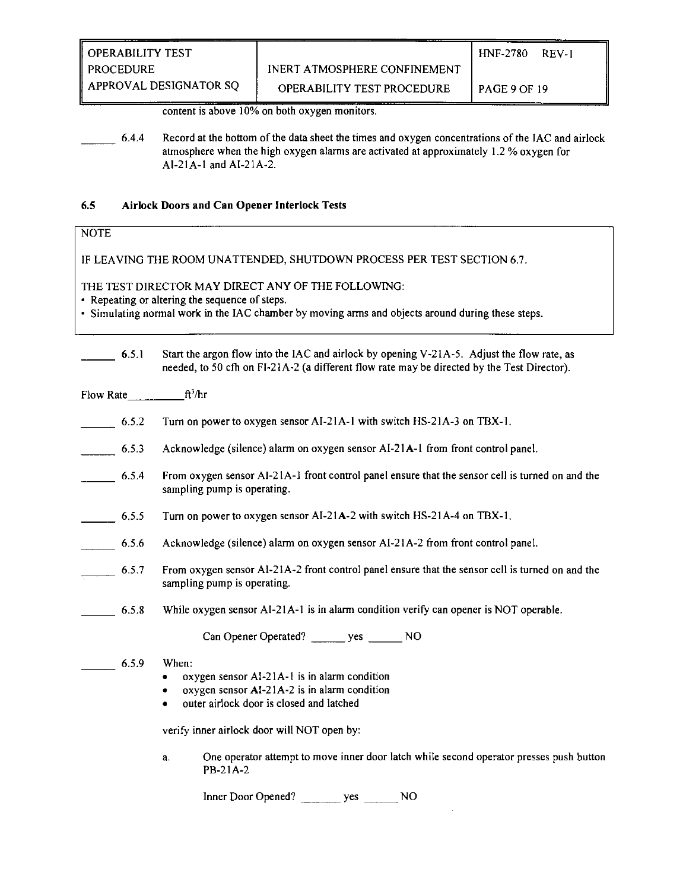content is above 10% on both oxygen monitors.

______ 6.4.4 Record at the bottom of the data sheet the times and oxygen concentrations of the IAC and airlock atmosphere when the high oxygen alarms are activated at approximately 1.2 % oxygen for AI-21A-1 and AI-21A-2.

### 6.5 Airlock Doors and Can Opener Interlock Tests

> NOTE
>
> IF LEAVING THE ROOM UNATTENDED, SHUTDOWN PROCESS PER TEST SECTION 6.7.
>
> THE TEST DIRECTOR MAY DIRECT ANY OF THE FOLLOWING:
> - Repeating or altering the sequence of steps.
> - Simulating normal work in the IAC chamber by moving arms and objects around during these steps.

______ 6.5.1 Start the argon flow into the IAC and airlock by opening V-21A-5. Adjust the flow rate, as needed, to 50 cfh on FI-21A-2 (a different flow rate may be directed by the Test Director).

Flow Rate__________$ft^3/hr$

______ 6.5.2 Turn on power to oxygen sensor AI-21A-1 with switch HS-21A-3 on TBX-1.

______ 6.5.3 Acknowledge (silence) alarm on oxygen sensor AI-21A-1 from front control panel.

______ 6.5.4 From oxygen sensor AI-21A-1 front control panel ensure that the sensor cell is turned on and the sampling pump is operating.

______ 6.5.5 Turn on power to oxygen sensor AI-21A-2 with switch HS-21A-4 on TBX-1.

______ 6.5.6 Acknowledge (silence) alarm on oxygen sensor AI-21A-2 from front control panel.

______ 6.5.7 From oxygen sensor AI-21A-2 front control panel ensure that the sensor cell is turned on and the sampling pump is operating.

______ 6.5.8 While oxygen sensor AI-21A-1 is in alarm condition verify can opener is NOT operable.

Can Opener Operated? ______ yes ______ NO

______ 6.5.9 When:
- oxygen sensor AI-21A-1 is in alarm condition
- oxygen sensor AI-21A-2 is in alarm condition
- outer airlock door is closed and latched

verify inner airlock door will NOT open by:

a. One operator attempt to move inner door latch while second operator presses push button PB-21A-2

Inner Door Opened? _______ yes ______ NO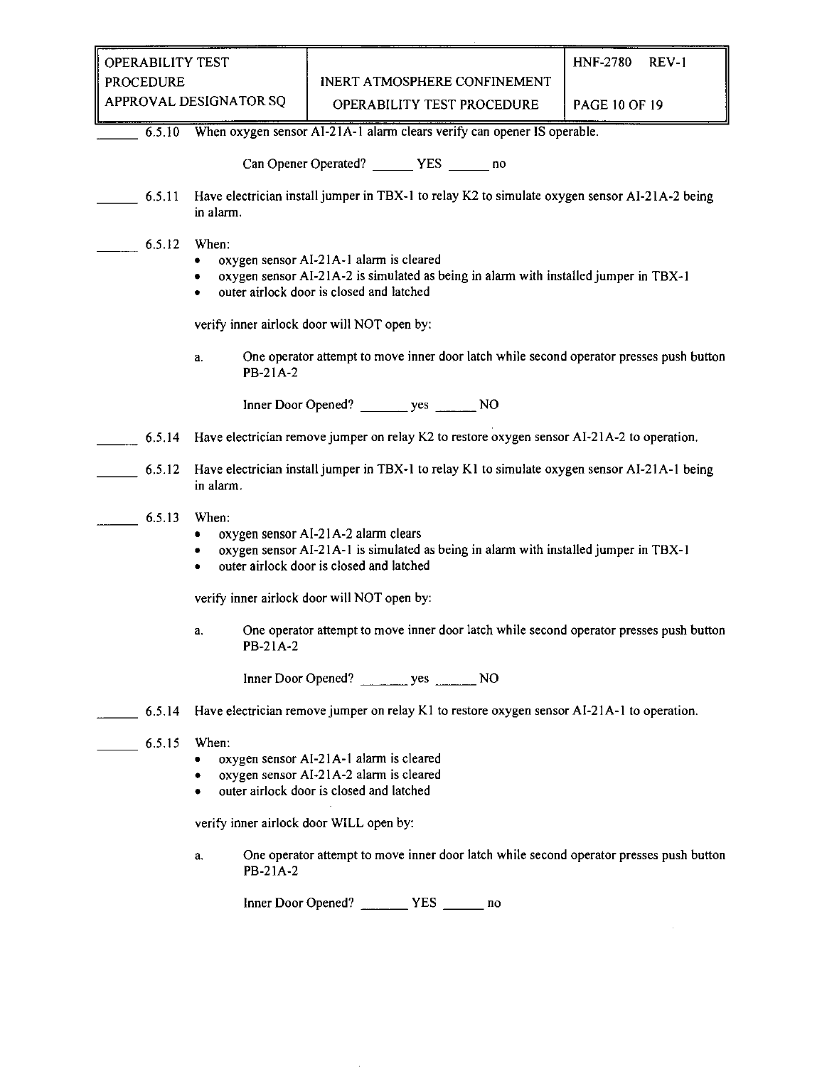_______ 6.5.10 When oxygen sensor AI-21A-1 alarm clears verify can opener IS operable.

Can Opener Operated? ______ YES ______ no

_______ 6.5.11 Have electrician install jumper in TBX-1 to relay K2 to simulate oxygen sensor AI-21A-2 being in alarm.

_______ 6.5.12 When:

- oxygen sensor AI-21A-1 alarm is cleared
- oxygen sensor AI-21A-2 is simulated as being in alarm with installed jumper in TBX-1
- outer airlock door is closed and latched

verify inner airlock door will NOT open by:

a. One operator attempt to move inner door latch while second operator presses push button PB-21A-2

Inner Door Opened? _______ yes ______ NO

_______ 6.5.14 Have electrician remove jumper on relay K2 to restore oxygen sensor AI-21A-2 to operation.

_______ 6.5.12 Have electrician install jumper in TBX-1 to relay K1 to simulate oxygen sensor AI-21A-1 being in alarm.

_______ 6.5.13 When:

- oxygen sensor AI-21A-2 alarm clears
- oxygen sensor AI-21A-1 is simulated as being in alarm with installed jumper in TBX-1
- outer airlock door is closed and latched

verify inner airlock door will NOT open by:

a. One operator attempt to move inner door latch while second operator presses push button PB-21A-2

Inner Door Opened? _______ yes ______ NO

_______ 6.5.14 Have electrician remove jumper on relay K1 to restore oxygen sensor AI-21A-1 to operation.

_______ 6.5.15 When:

- oxygen sensor AI-21A-1 alarm is cleared
- oxygen sensor AI-21A-2 alarm is cleared
- outer airlock door is closed and latched

verify inner airlock door WILL open by:

a. One operator attempt to move inner door latch while second operator presses push button PB-21A-2

Inner Door Opened? _______ YES ______ no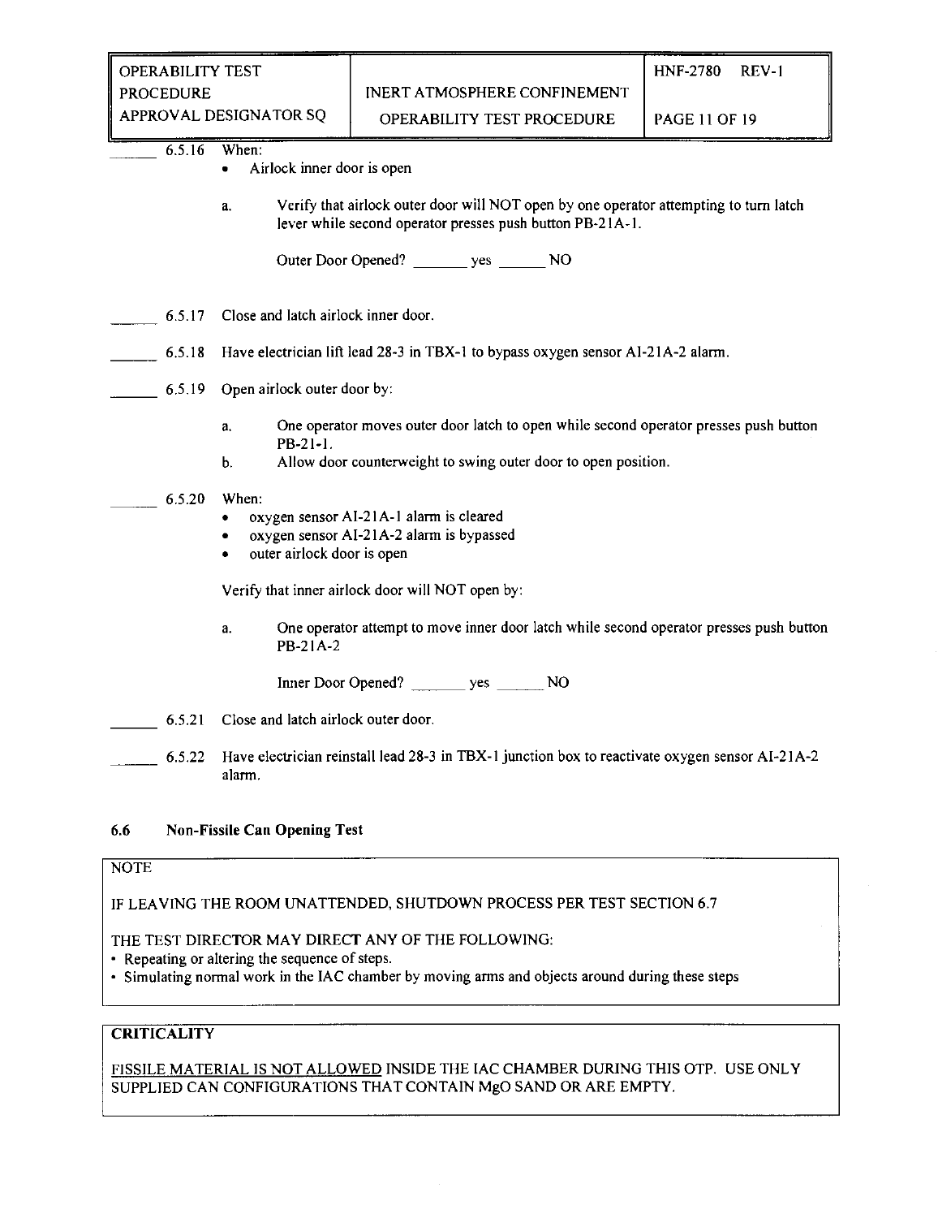______ 6.5.16 When:

- Airlock inner door is open

a. Verify that airlock outer door will NOT open by one operator attempting to turn latch lever while second operator presses push button PB-21A-1.

Outer Door Opened? _______ yes ______ NO

______ 6.5.17 Close and latch airlock inner door.

______ 6.5.18 Have electrician lift lead 28-3 in TBX-1 to bypass oxygen sensor AI-21A-2 alarm.

______ 6.5.19 Open airlock outer door by:

a. One operator moves outer door latch to open while second operator presses push button PB-21-1.
b. Allow door counterweight to swing outer door to open position.

______ 6.5.20 When:

- oxygen sensor AI-21A-1 alarm is cleared
- oxygen sensor AI-21A-2 alarm is bypassed
- outer airlock door is open

Verify that inner airlock door will NOT open by:

a. One operator attempt to move inner door latch while second operator presses push button PB-21A-2

Inner Door Opened? _______ yes ______ NO

______ 6.5.21 Close and latch airlock outer door.

______ 6.5.22 Have electrician reinstall lead 28-3 in TBX-1 junction box to reactivate oxygen sensor AI-21A-2 alarm.

### 6.6 Non-Fissile Can Opening Test

> NOTE
>
> IF LEAVING THE ROOM UNATTENDED, SHUTDOWN PROCESS PER TEST SECTION 6.7
>
> THE TEST DIRECTOR MAY DIRECT ANY OF THE FOLLOWING:
> - Repeating or altering the sequence of steps.
> - Simulating normal work in the IAC chamber by moving arms and objects around during these steps

> **CRITICALITY**
>
> FISSILE MATERIAL IS NOT ALLOWED INSIDE THE IAC CHAMBER DURING THIS OTP. USE ONLY SUPPLIED CAN CONFIGURATIONS THAT CONTAIN MgO SAND OR ARE EMPTY.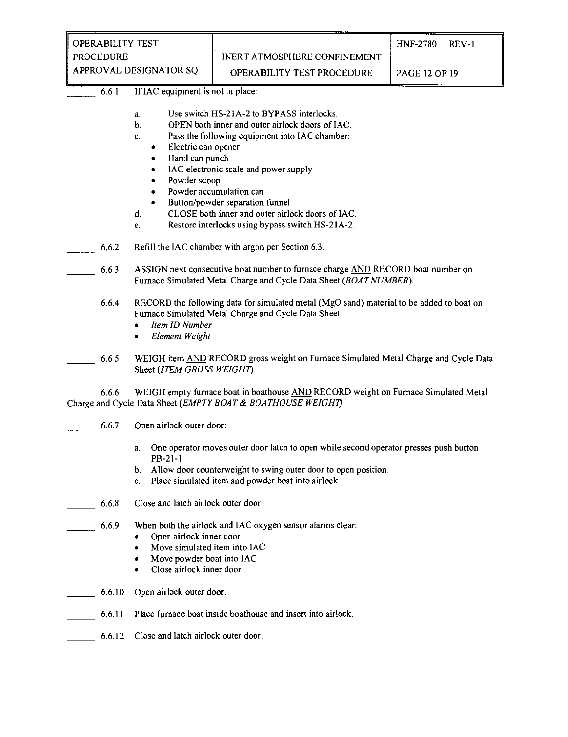______ 6.6.1 If IAC equipment is not in place:

a. Use switch HS-21A-2 to BYPASS interlocks.
b. OPEN both inner and outer airlock doors of IAC.
c. Pass the following equipment into IAC chamber:
   - Electric can opener
   - Hand can punch
   - IAC electronic scale and power supply
   - Powder scoop
   - Powder accumulation can
   - Button/powder separation funnel
d. CLOSE both inner and outer airlock doors of IAC.
e. Restore interlocks using bypass switch HS-21A-2.

______ 6.6.2 Refill the IAC chamber with argon per Section 6.3.

______ 6.6.3 ASSIGN next consecutive boat number to furnace charge AND RECORD boat number on Furnace Simulated Metal Charge and Cycle Data Sheet (*BOAT NUMBER*).

______ 6.6.4 RECORD the following data for simulated metal (MgO sand) material to be added to boat on Furnace Simulated Metal Charge and Cycle Data Sheet:
- *Item ID Number*
- *Element Weight*

______ 6.6.5 WEIGH item AND RECORD gross weight on Furnace Simulated Metal Charge and Cycle Data Sheet (*ITEM GROSS WEIGHT*)

______ 6.6.6 WEIGH empty furnace boat in boathouse AND RECORD weight on Furnace Simulated Metal Charge and Cycle Data Sheet (*EMPTY BOAT & BOATHOUSE WEIGHT*)

______ 6.6.7 Open airlock outer door:

a. One operator moves outer door latch to open while second operator presses push button PB-21-1.
b. Allow door counterweight to swing outer door to open position.
c. Place simulated item and powder boat into airlock.

______ 6.6.8 Close and latch airlock outer door

______ 6.6.9 When both the airlock and IAC oxygen sensor alarms clear:
- Open airlock inner door
- Move simulated item into IAC
- Move powder boat into IAC
- Close airlock inner door

______ 6.6.10 Open airlock outer door.

______ 6.6.11 Place furnace boat inside boathouse and insert into airlock.

______ 6.6.12 Close and latch airlock outer door.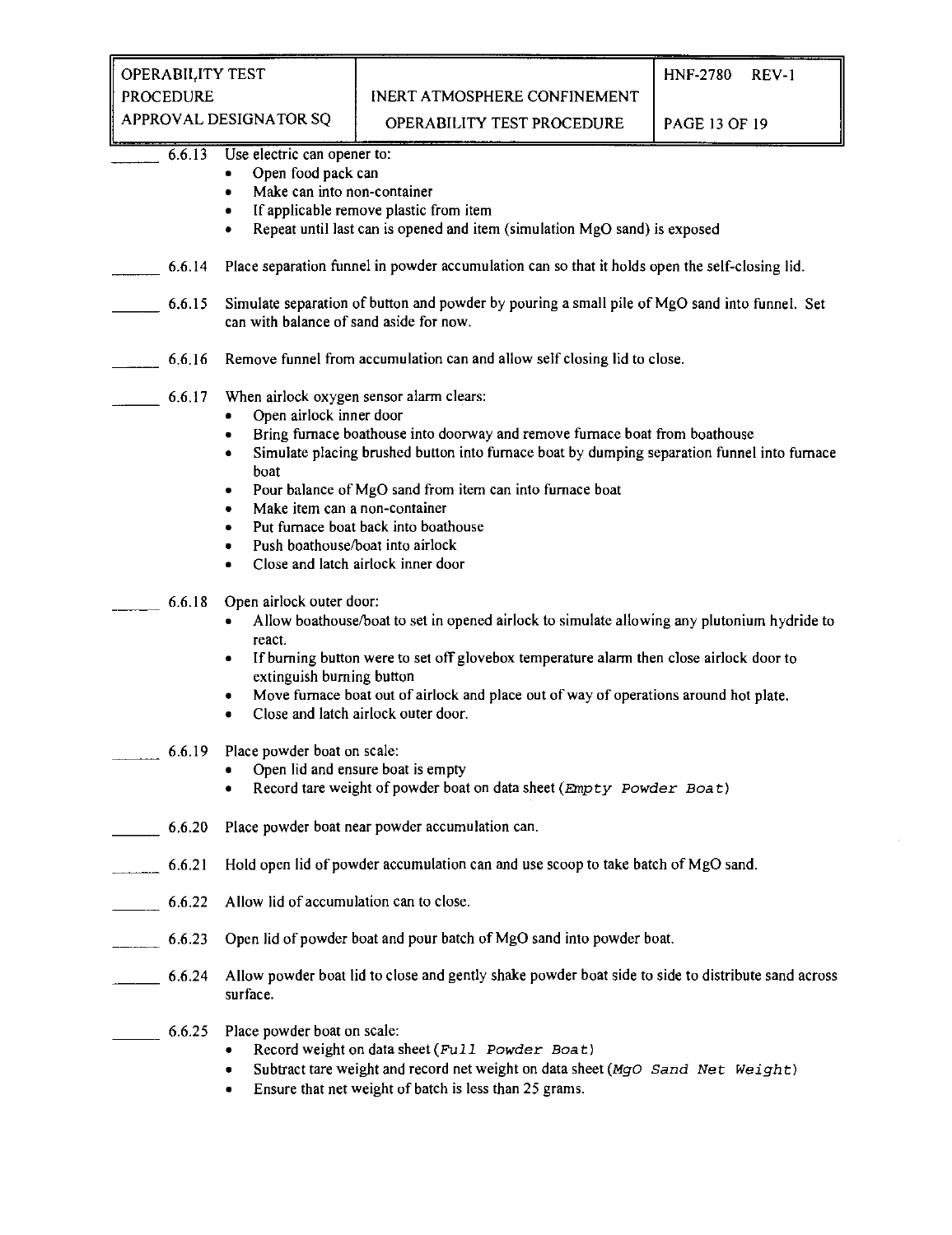_____ 6.6.13 Use electric can opener to:

- Open food pack can
- Make can into non-container
- If applicable remove plastic from item
- Repeat until last can is opened and item (simulation MgO sand) is exposed

_____ 6.6.14 Place separation funnel in powder accumulation can so that it holds open the self-closing lid.

_____ 6.6.15 Simulate separation of button and powder by pouring a small pile of MgO sand into funnel. Set can with balance of sand aside for now.

_____ 6.6.16 Remove funnel from accumulation can and allow self closing lid to close.

_____ 6.6.17 When airlock oxygen sensor alarm clears:

- Open airlock inner door
- Bring furnace boathouse into doorway and remove furnace boat from boathouse
- Simulate placing brushed button into furnace boat by dumping separation funnel into furnace boat
- Pour balance of MgO sand from item can into furnace boat
- Make item can a non-container
- Put furnace boat back into boathouse
- Push boathouse/boat into airlock
- Close and latch airlock inner door

_____ 6.6.18 Open airlock outer door:

- Allow boathouse/boat to set in opened airlock to simulate allowing any plutonium hydride to react.
- If burning button were to set off glovebox temperature alarm then close airlock door to extinguish burning button
- Move furnace boat out of airlock and place out of way of operations around hot plate.
- Close and latch airlock outer door.

_____ 6.6.19 Place powder boat on scale:

- Open lid and ensure boat is empty
- Record tare weight of powder boat on data sheet (`Empty Powder Boat`)

_____ 6.6.20 Place powder boat near powder accumulation can.

_____ 6.6.21 Hold open lid of powder accumulation can and use scoop to take batch of MgO sand.

_____ 6.6.22 Allow lid of accumulation can to close.

_____ 6.6.23 Open lid of powder boat and pour batch of MgO sand into powder boat.

_____ 6.6.24 Allow powder boat lid to close and gently shake powder boat side to side to distribute sand across surface.

_____ 6.6.25 Place powder boat on scale:

- Record weight on data sheet (`Full Powder Boat`)
- Subtract tare weight and record net weight on data sheet (`MgO Sand Net Weight`)
- Ensure that net weight of batch is less than 25 grams.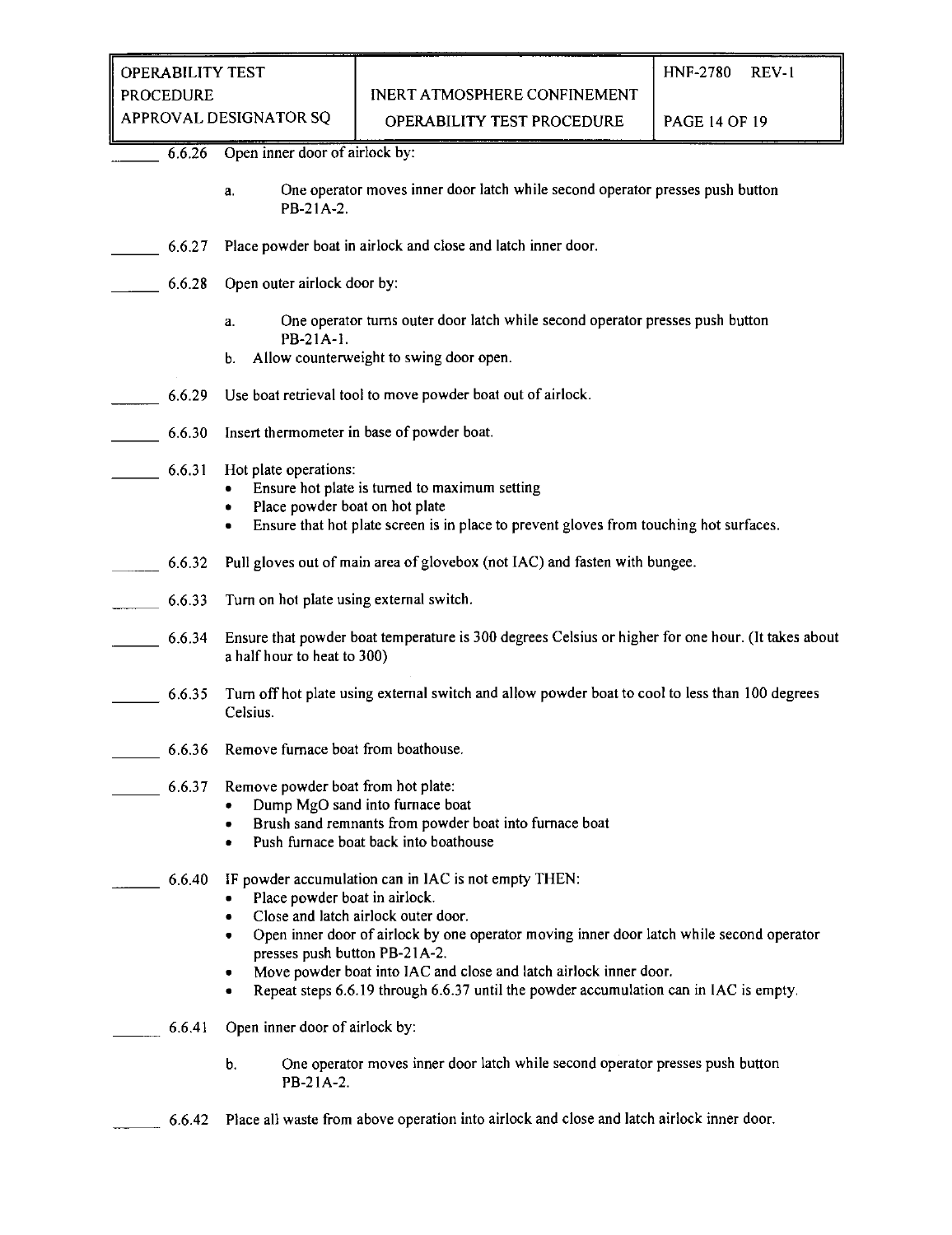_____ 6.6.26 Open inner door of airlock by:

a. One operator moves inner door latch while second operator presses push button PB-21A-2.

_____ 6.6.27 Place powder boat in airlock and close and latch inner door.

_____ 6.6.28 Open outer airlock door by:

a. One operator turns outer door latch while second operator presses push button PB-21A-1.

b. Allow counterweight to swing door open.

_____ 6.6.29 Use boat retrieval tool to move powder boat out of airlock.

_____ 6.6.30 Insert thermometer in base of powder boat.

_____ 6.6.31 Hot plate operations:

- Ensure hot plate is turned to maximum setting
- Place powder boat on hot plate
- Ensure that hot plate screen is in place to prevent gloves from touching hot surfaces.

_____ 6.6.32 Pull gloves out of main area of glovebox (not IAC) and fasten with bungee.

_____ 6.6.33 Turn on hot plate using external switch.

_____ 6.6.34 Ensure that powder boat temperature is 300 degrees Celsius or higher for one hour. (It takes about a half hour to heat to 300)

_____ 6.6.35 Turn off hot plate using external switch and allow powder boat to cool to less than 100 degrees Celsius.

_____ 6.6.36 Remove furnace boat from boathouse.

_____ 6.6.37 Remove powder boat from hot plate:

- Dump MgO sand into furnace boat
- Brush sand remnants from powder boat into furnace boat
- Push furnace boat back into boathouse

_____ 6.6.40 IF powder accumulation can in IAC is not empty THEN:

- Place powder boat in airlock.
- Close and latch airlock outer door.
- Open inner door of airlock by one operator moving inner door latch while second operator presses push button PB-21A-2.
- Move powder boat into IAC and close and latch airlock inner door.
- Repeat steps 6.6.19 through 6.6.37 until the powder accumulation can in IAC is empty.

_____ 6.6.41 Open inner door of airlock by:

b. One operator moves inner door latch while second operator presses push button PB-21A-2.

_____ 6.6.42 Place all waste from above operation into airlock and close and latch airlock inner door.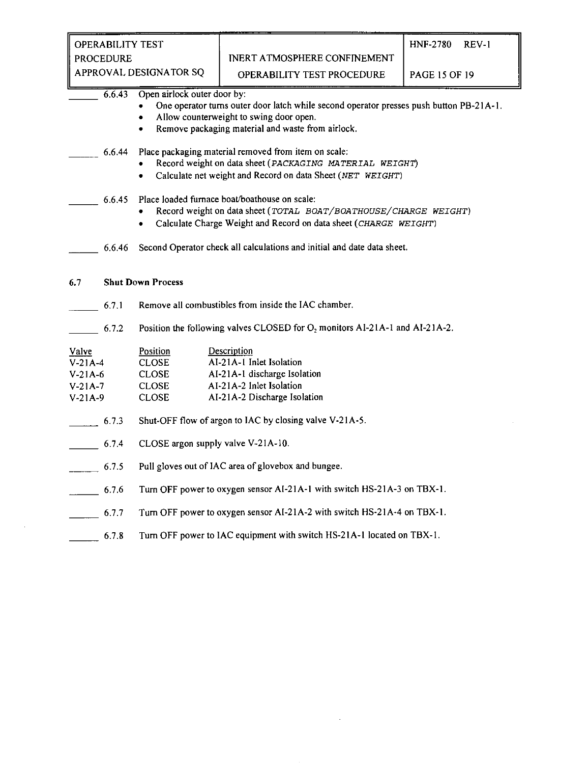_____ 6.6.43 Open airlock outer door by:

- One operator turns outer door latch while second operator presses push button PB-21A-1.
- Allow counterweight to swing door open.
- Remove packaging material and waste from airlock.

_____ 6.6.44 Place packaging material removed from item on scale:

- Record weight on data sheet (*PACKAGING MATERIAL WEIGHT*)
- Calculate net weight and Record on data Sheet (*NET WEIGHT*)

_____ 6.6.45 Place loaded furnace boat/boathouse on scale:

- Record weight on data sheet (*TOTAL BOAT/BOATHOUSE/CHARGE WEIGHT*)
- Calculate Charge Weight and Record on data sheet (*CHARGE WEIGHT*)

_____ 6.6.46 Second Operator check all calculations and initial and date data sheet.

## 6.7 Shut Down Process

_____ 6.7.1 Remove all combustibles from inside the IAC chamber.

_____ 6.7.2 Position the following valves CLOSED for $O_2$ monitors AI-21A-1 and AI-21A-2.

| Valve | Position | Description |
|---|---|---|
| V-21A-4 | CLOSE | AI-21A-1 Inlet Isolation |
| V-21A-6 | CLOSE | AI-21A-1 discharge Isolation |
| V-21A-7 | CLOSE | AI-21A-2 Inlet Isolation |
| V-21A-9 | CLOSE | AI-21A-2 Discharge Isolation |

_____ 6.7.3 Shut-OFF flow of argon to IAC by closing valve V-21A-5.

_____ 6.7.4 CLOSE argon supply valve V-21A-10.

_____ 6.7.5 Pull gloves out of IAC area of glovebox and bungee.

_____ 6.7.6 Turn OFF power to oxygen sensor AI-21A-1 with switch HS-21A-3 on TBX-1.

_____ 6.7.7 Turn OFF power to oxygen sensor AI-21A-2 with switch HS-21A-4 on TBX-1.

_____ 6.7.8 Turn OFF power to IAC equipment with switch HS-21A-1 located on TBX-1.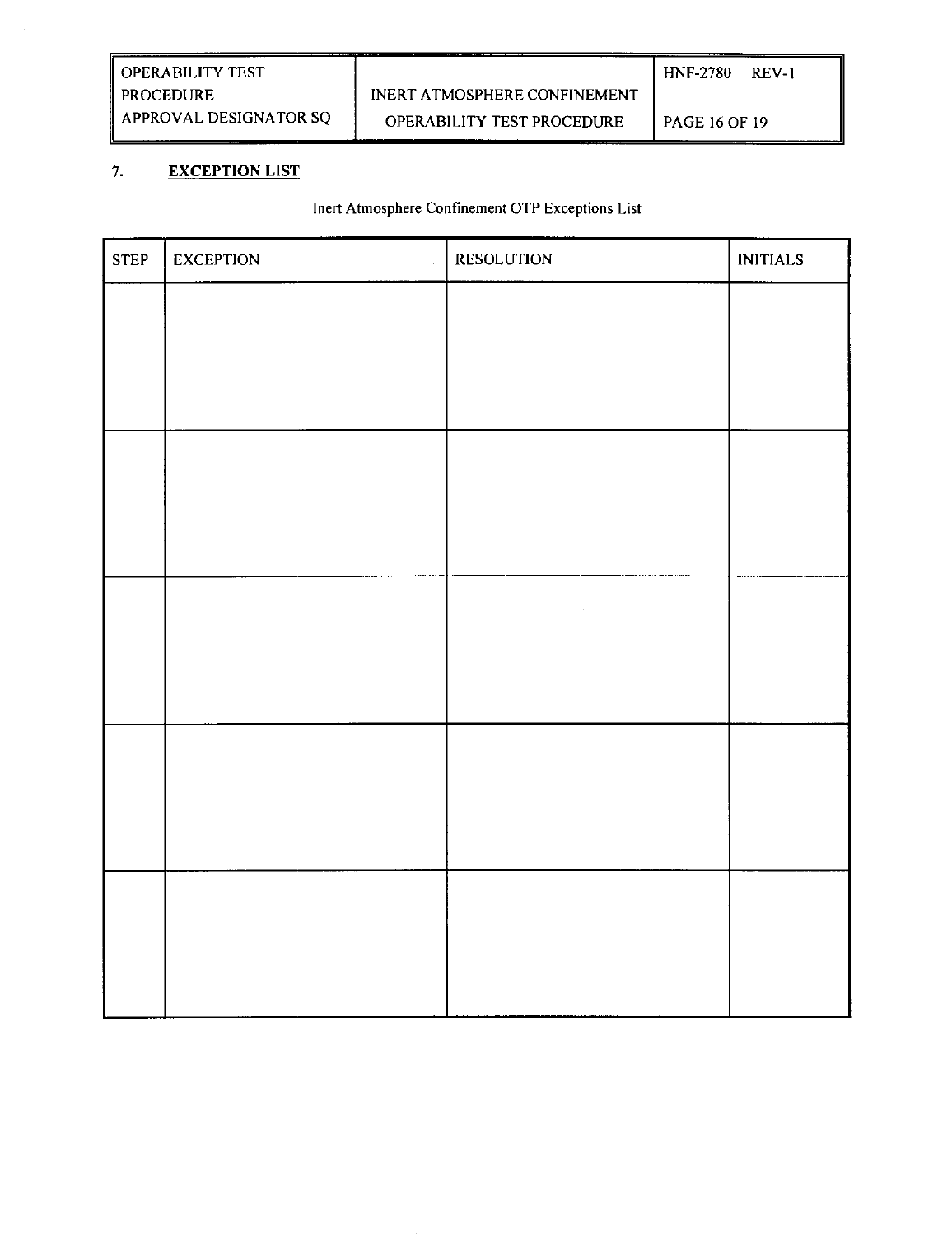## 7. EXCEPTION LIST

Inert Atmosphere Confinement OTP Exceptions List

| STEP | EXCEPTION | RESOLUTION | INITIALS |
|---|---|---|---|
| | | | |
| | | | |
| | | | |
| | | | |
| | | | |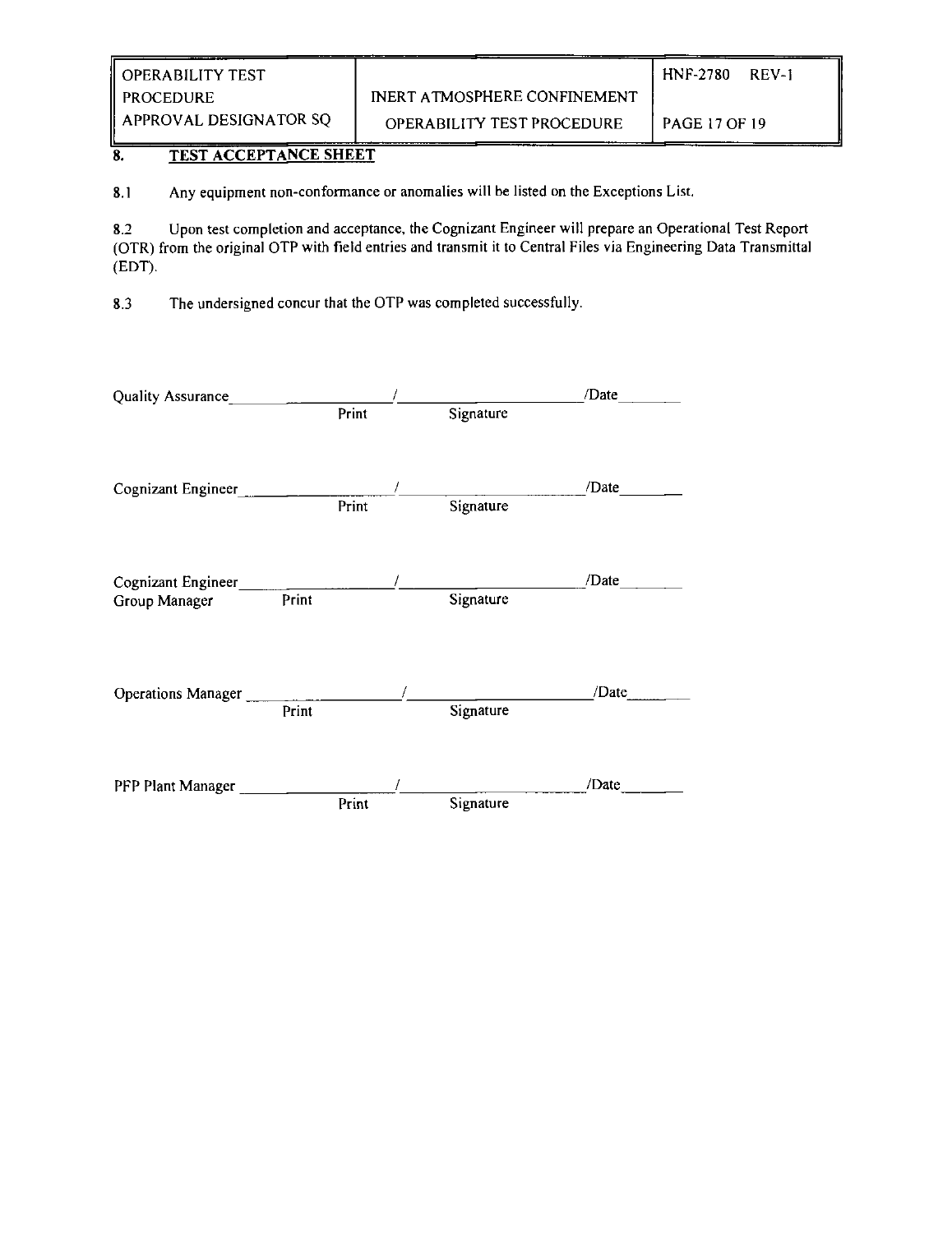## 8. TEST ACCEPTANCE SHEET

8.1 Any equipment non-conformance or anomalies will be listed on the Exceptions List.

8.2 Upon test completion and acceptance, the Cognizant Engineer will prepare an Operational Test Report (OTR) from the original OTP with field entries and transmit it to Central Files via Engineering Data Transmittal (EDT).

8.3 The undersigned concur that the OTP was completed successfully.

Quality Assurance ____________________ / ____________________ /Date ________
Print Signature

Cognizant Engineer ____________________ / ____________________ /Date ________
Print Signature

Cognizant Engineer ____________________ / ____________________ /Date ________
Group Manager Print Signature

Operations Manager ____________________ / ____________________ /Date ________
Print Signature

PFP Plant Manager ____________________ / ____________________ /Date ________
Print Signature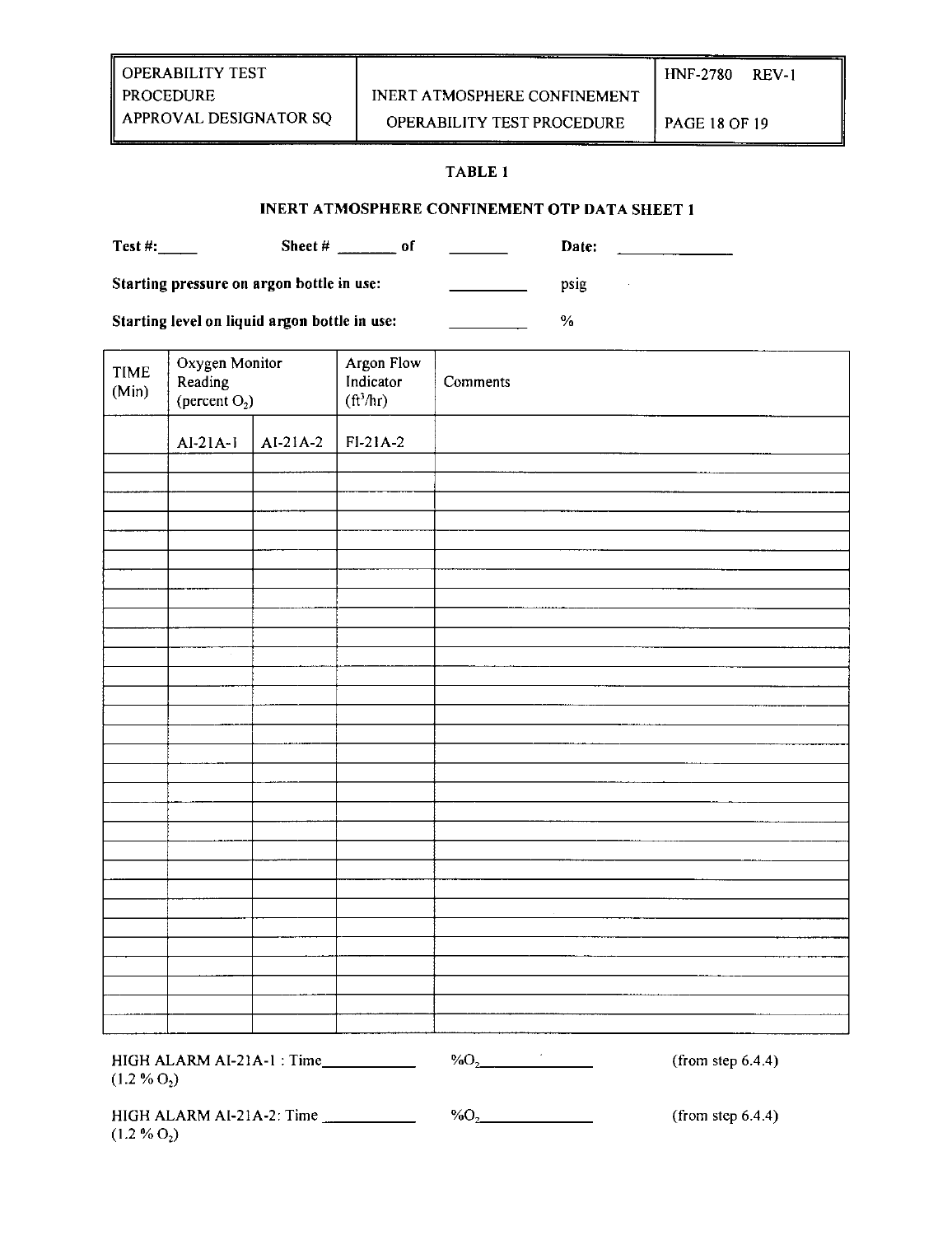## TABLE 1

## INERT ATMOSPHERE CONFINEMENT OTP DATA SHEET 1

**Test #:\_\_\_\_\_ Sheet # \_\_\_\_\_\_\_ of \_\_\_\_\_\_\_ Date: \_\_\_\_\_\_\_\_\_\_\_\_\_\_**

**Starting pressure on argon bottle in use: \_\_\_\_\_\_\_\_\_\_ psig**

**Starting level on liquid argon bottle in use: \_\_\_\_\_\_\_\_\_\_ %**

| TIME (Min) | Oxygen Monitor Reading (percent $O_2$) | | Argon Flow Indicator ($ft^3/hr$) | Comments |
|---|---|---|---|---|
| | AI-21A-1 | AI-21A-2 | FI-21A-2 | |
| | | | | |
| | | | | |
| | | | | |
| | | | | |
| | | | | |
| | | | | |
| | | | | |
| | | | | |
| | | | | |
| | | | | |
| | | | | |
| | | | | |
| | | | | |
| | | | | |
| | | | | |
| | | | | |
| | | | | |
| | | | | |
| | | | | |
| | | | | |
| | | | | |
| | | | | |
| | | | | |
| | | | | |
| | | | | |
| | | | | |
| | | | | |
| | | | | |
| | | | | |
| | | | | |
| | | | | |

HIGH ALARM AI-21A-1 : Time\_\_\_\_\_\_\_\_\_\_\_ (1.2 % $O_2$) %$O_2$\_\_\_\_\_\_\_\_\_\_\_\_\_\_ (from step 6.4.4)

HIGH ALARM AI-21A-2: Time \_\_\_\_\_\_\_\_\_\_\_ (1.2 % $O_2$) %$O_2$\_\_\_\_\_\_\_\_\_\_\_\_\_\_ (from step 6.4.4)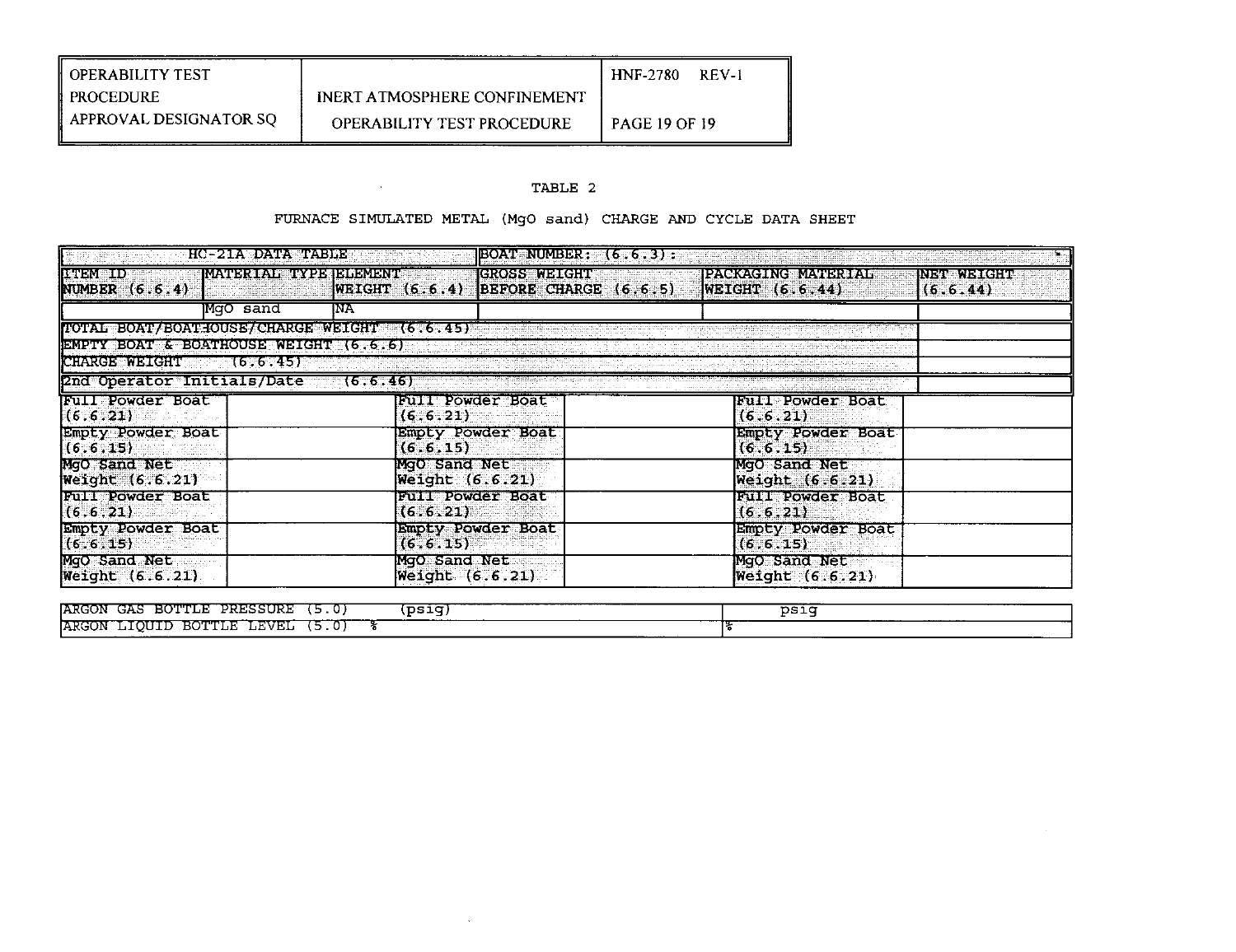TABLE 2

FURNACE SIMULATED METAL (MgO sand) CHARGE AND CYCLE DATA SHEET

| HC-21A DATA TABLE | | | BOAT NUMBER: (6.6.3): | | |
|---|---|---|---|---|---|
| ITEM ID NUMBER (6.6.4) | MATERIAL TYPE | ELEMENT WEIGHT (6.6.4) | GROSS WEIGHT BEFORE CHARGE (6.6.5) | PACKAGING MATERIAL WEIGHT (6.6.44) | NET WEIGHT (6.6.44) |
| | MgO sand | NA | | | |
| TOTAL BOAT/BOATHOUSE/CHARGE WEIGHT (6.6.45) | | | | | |
| EMPTY BOAT & BOATHOUSE WEIGHT (6.6.6) | | | | | |
| CHARGE WEIGHT (6.6.45) | | | | | |
| 2nd Operator Initials/Date (6.6.46) | | | | | |

| | | | | | |
|---|---|---|---|---|---|
| Full Powder Boat (6.6.21) | | Full Powder Boat (6.6.21) | | Full Powder Boat (6.6.21) | |
| Empty Powder Boat (6.6.15) | | Empty Powder Boat (6.6.15) | | Empty Powder Boat (6.6.15) | |
| MgO Sand Net Weight (6.6.21) | | MgO Sand Net Weight (6.6.21) | | MgO Sand Net Weight (6.6.21) | |
| Full Powder Boat (6.6.21) | | Full Powder Boat (6.6.21) | | Full Powder Boat (6.6.21) | |
| Empty Powder Boat (6.6.15) | | Empty Powder Boat (6.6.15) | | Empty Powder Boat (6.6.15) | |
| MgO Sand Net Weight (6.6.21) | | MgO Sand Net Weight (6.6.21) | | MgO Sand Net Weight (6.6.21) | |

| | |
|---|---|
| ARGON GAS BOTTLE PRESSURE (5.0) (psig) | psig |
| ARGON LIQUID BOTTLE LEVEL (5.0) % | % |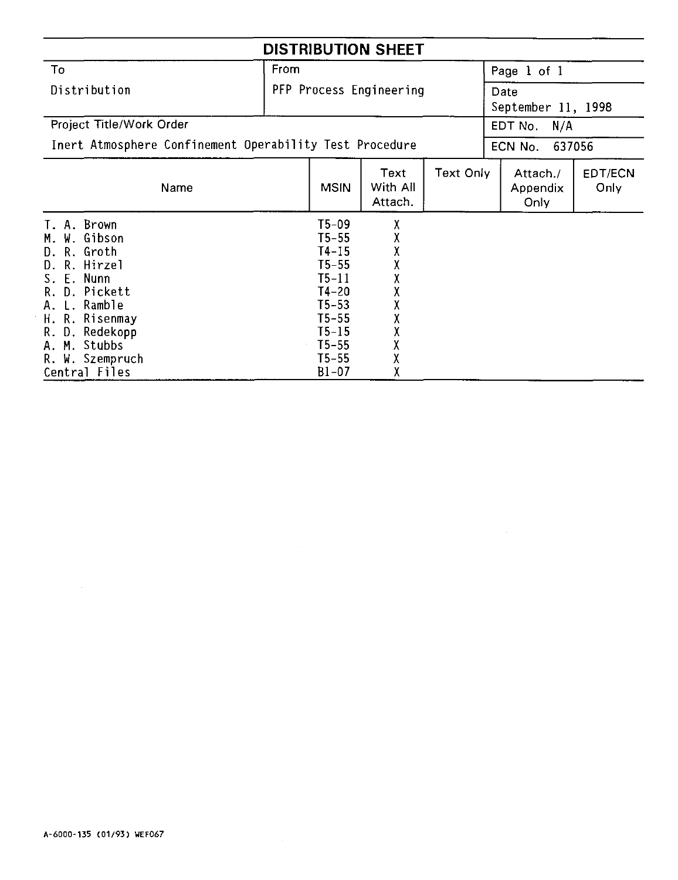# DISTRIBUTION SHEET

| To | From | Page 1 of 1 |
|---|---|---|
| Distribution | PFP Process Engineering | Date September 11, 1998 |
| Project Title/Work Order | | EDT No. N/A |
| Inert Atmosphere Confinement Operability Test Procedure | | ECN No. 637056 |

| Name | MSIN | Text With All Attach. | Text Only | Attach./ Appendix Only | EDT/ECN Only |
|---|---|---|---|---|---|
| T. A. Brown | T5-09 | X | | | |
| M. W. Gibson | T5-55 | X | | | |
| D. R. Groth | T4-15 | X | | | |
| D. R. Hirzel | T5-55 | X | | | |
| S. E. Nunn | T5-11 | X | | | |
| R. D. Pickett | T4-20 | X | | | |
| A. L. Ramble | T5-53 | X | | | |
| H. R. Risenmay | T5-55 | X | | | |
| R. D. Redekopp | T5-15 | X | | | |
| A. M. Stubbs | T5-55 | X | | | |
| R. W. Szempruch | T5-55 | X | | | |
| Central Files | B1-07 | X | | | |

A-6000-135 (01/93) WEF067